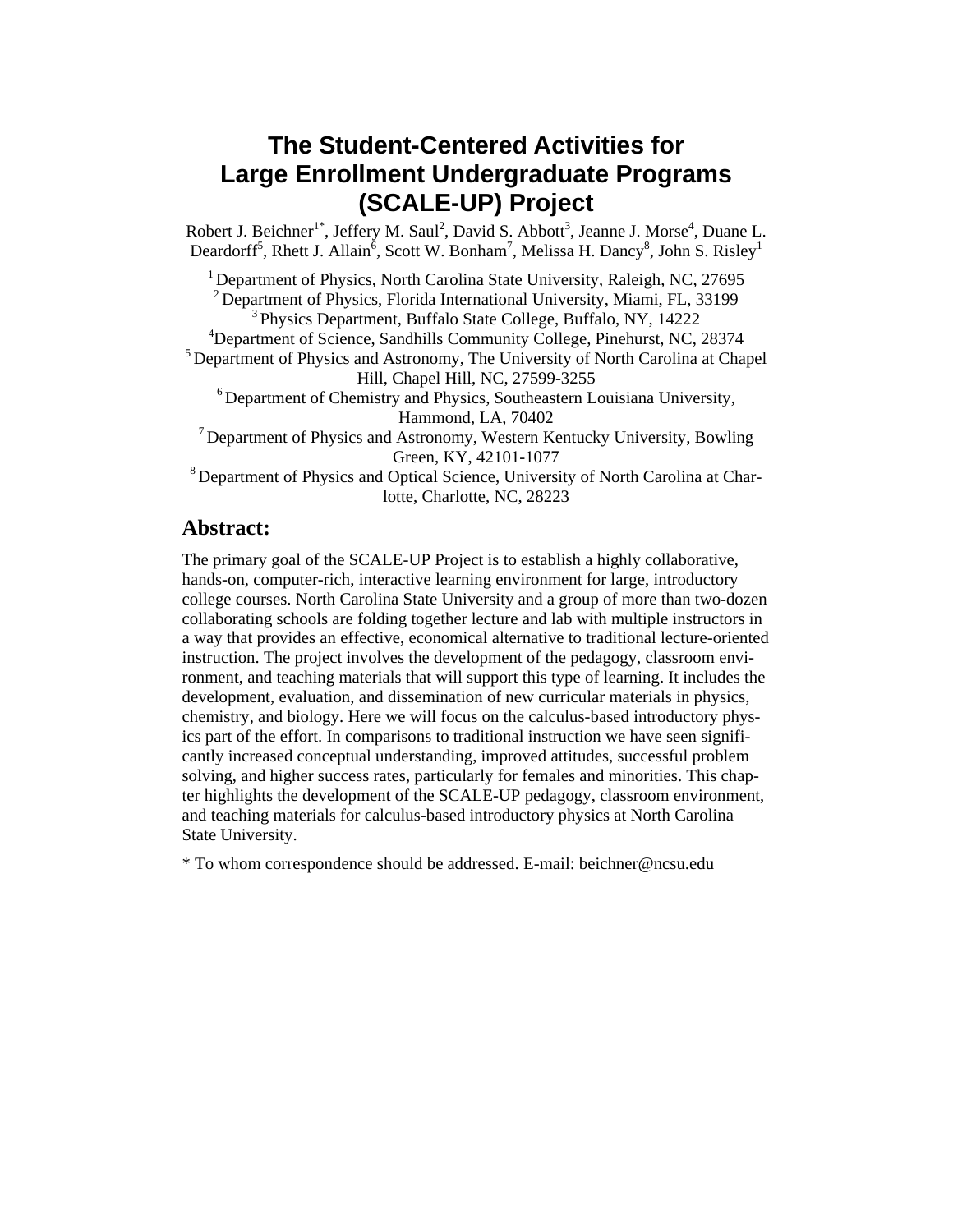# The Student-Centered Activities for Large Enrollment Undergraduate Programs (SCALE-UP) Project

Robert J. Beichner[1*], Jeffery M. Saul[2], David S. Abbott[3], Jeanne J. Morse[4], Duane L. Deardorff[5], Rhett J. Allain[6], Scott W. Bonham[7], Melissa H. Dancy[8], John S. Risley[1]

[1] Department of Physics, North Carolina State University, Raleigh, NC, 27695
[2] Department of Physics, Florida International University, Miami, FL, 33199
[3] Physics Department, Buffalo State College, Buffalo, NY, 14222
[4] Department of Science, Sandhills Community College, Pinehurst, NC, 28374
[5] Department of Physics and Astronomy, The University of North Carolina at Chapel Hill, Chapel Hill, NC, 27599-3255
[6] Department of Chemistry and Physics, Southeastern Louisiana University, Hammond, LA, 70402
[7] Department of Physics and Astronomy, Western Kentucky University, Bowling Green, KY, 42101-1077
[8] Department of Physics and Optical Science, University of North Carolina at Charlotte, Charlotte, NC, 28223

## Abstract:

The primary goal of the SCALE-UP Project is to establish a highly collaborative, hands-on, computer-rich, interactive learning environment for large, introductory college courses. North Carolina State University and a group of more than two-dozen collaborating schools are folding together lecture and lab with multiple instructors in a way that provides an effective, economical alternative to traditional lecture-oriented instruction. The project involves the development of the pedagogy, classroom environment, and teaching materials that will support this type of learning. It includes the development, evaluation, and dissemination of new curricular materials in physics, chemistry, and biology. Here we will focus on the calculus-based introductory physics part of the effort. In comparisons to traditional instruction we have seen significantly increased conceptual understanding, improved attitudes, successful problem solving, and higher success rates, particularly for females and minorities. This chapter highlights the development of the SCALE-UP pedagogy, classroom environment, and teaching materials for calculus-based introductory physics at North Carolina State University.

* To whom correspondence should be addressed. E-mail: beichner@ncsu.edu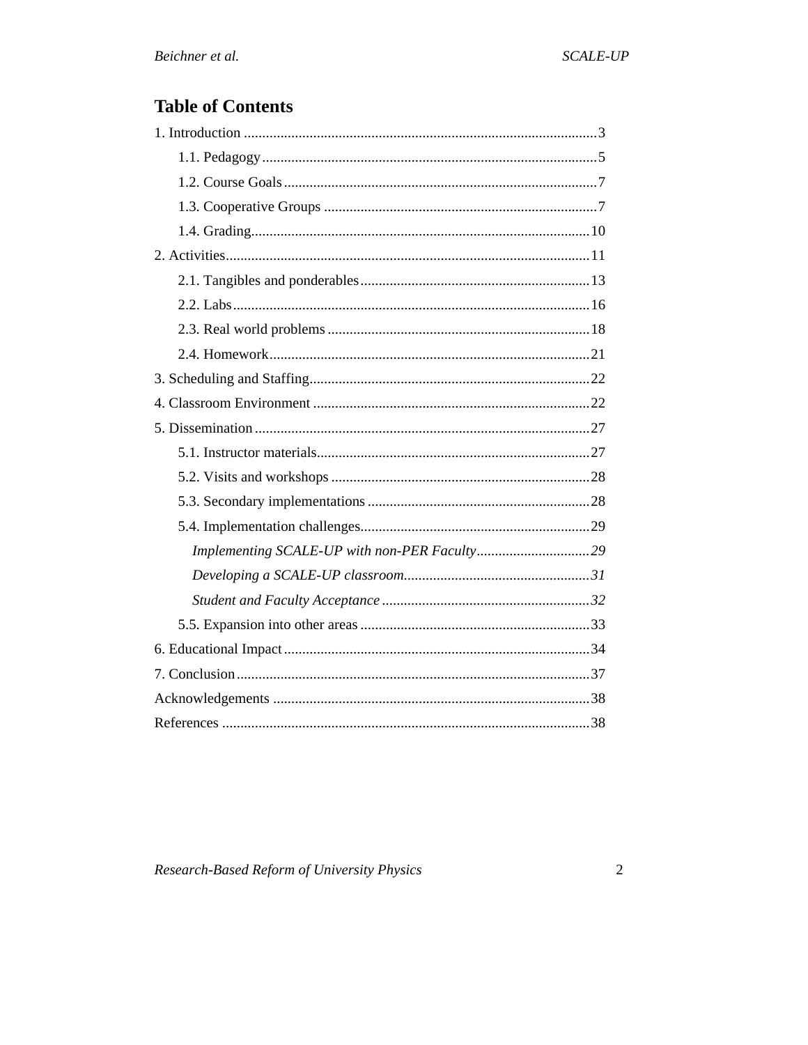# Table of Contents

1. Introduction ........................................................................................3
   - 1.1. Pedagogy ........................................................................................5
   - 1.2. Course Goals ........................................................................................7
   - 1.3. Cooperative Groups ........................................................................................7
   - 1.4. Grading ........................................................................................10
2. Activities ........................................................................................11
   - 2.1. Tangibles and ponderables ........................................................................................13
   - 2.2. Labs ........................................................................................16
   - 2.3. Real world problems ........................................................................................18
   - 2.4. Homework ........................................................................................21
3. Scheduling and Staffing ........................................................................................22
4. Classroom Environment ........................................................................................22
5. Dissemination ........................................................................................27
   - 5.1. Instructor materials ........................................................................................27
   - 5.2. Visits and workshops ........................................................................................28
   - 5.3. Secondary implementations ........................................................................................28
   - 5.4. Implementation challenges ........................................................................................29
     - *Implementing SCALE-UP with non-PER Faculty* ........................................................................................*29*
     - *Developing a SCALE-UP classroom* ........................................................................................*31*
     - *Student and Faculty Acceptance* ........................................................................................*32*
   - 5.5. Expansion into other areas ........................................................................................33
6. Educational Impact ........................................................................................34
7. Conclusion ........................................................................................37

Acknowledgements ........................................................................................38

References ........................................................................................38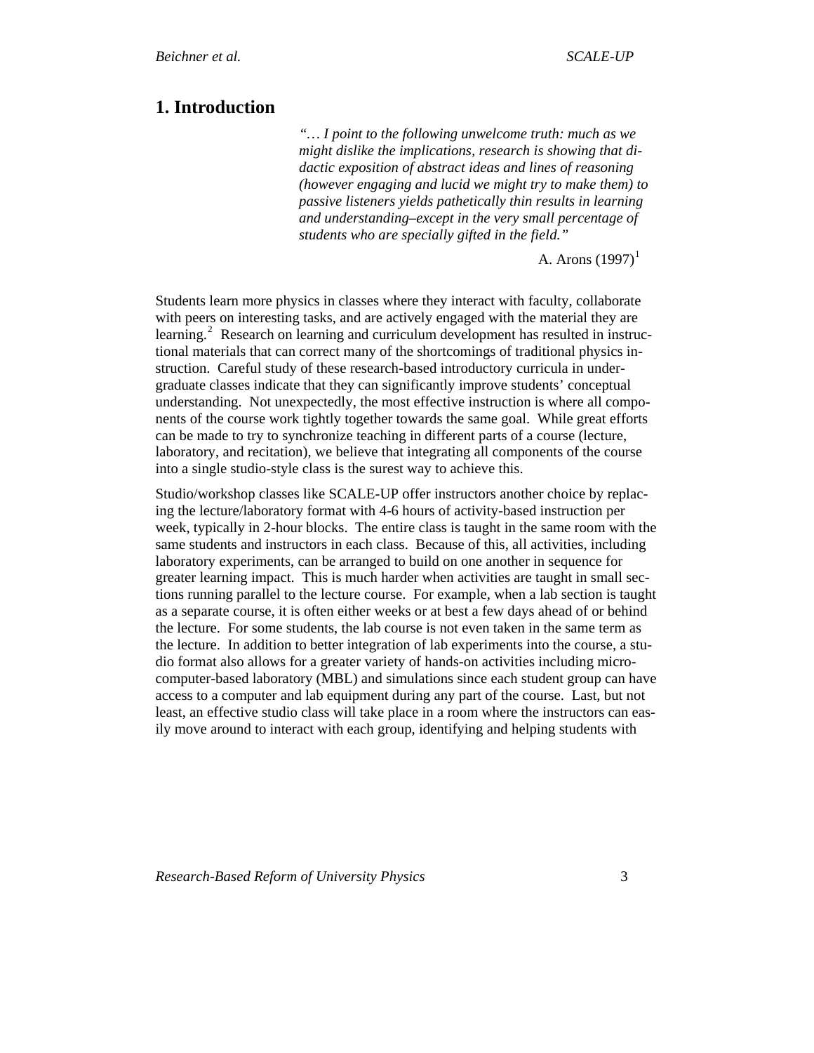## 1. Introduction

> *"… I point to the following unwelcome truth: much as we might dislike the implications, research is showing that didactic exposition of abstract ideas and lines of reasoning (however engaging and lucid we might try to make them) to passive listeners yields pathetically thin results in learning and understanding–except in the very small percentage of students who are specially gifted in the field."*
>
> A. Arons (1997)[1]

Students learn more physics in classes where they interact with faculty, collaborate with peers on interesting tasks, and are actively engaged with the material they are learning.[2] Research on learning and curriculum development has resulted in instructional materials that can correct many of the shortcomings of traditional physics instruction. Careful study of these research-based introductory curricula in undergraduate classes indicate that they can significantly improve students' conceptual understanding. Not unexpectedly, the most effective instruction is where all components of the course work tightly together towards the same goal. While great efforts can be made to try to synchronize teaching in different parts of a course (lecture, laboratory, and recitation), we believe that integrating all components of the course into a single studio-style class is the surest way to achieve this.

Studio/workshop classes like SCALE-UP offer instructors another choice by replacing the lecture/laboratory format with 4-6 hours of activity-based instruction per week, typically in 2-hour blocks. The entire class is taught in the same room with the same students and instructors in each class. Because of this, all activities, including laboratory experiments, can be arranged to build on one another in sequence for greater learning impact. This is much harder when activities are taught in small sections running parallel to the lecture course. For example, when a lab section is taught as a separate course, it is often either weeks or at best a few days ahead of or behind the lecture. For some students, the lab course is not even taken in the same term as the lecture. In addition to better integration of lab experiments into the course, a studio format also allows for a greater variety of hands-on activities including microcomputer-based laboratory (MBL) and simulations since each student group can have access to a computer and lab equipment during any part of the course. Last, but not least, an effective studio class will take place in a room where the instructors can easily move around to interact with each group, identifying and helping students with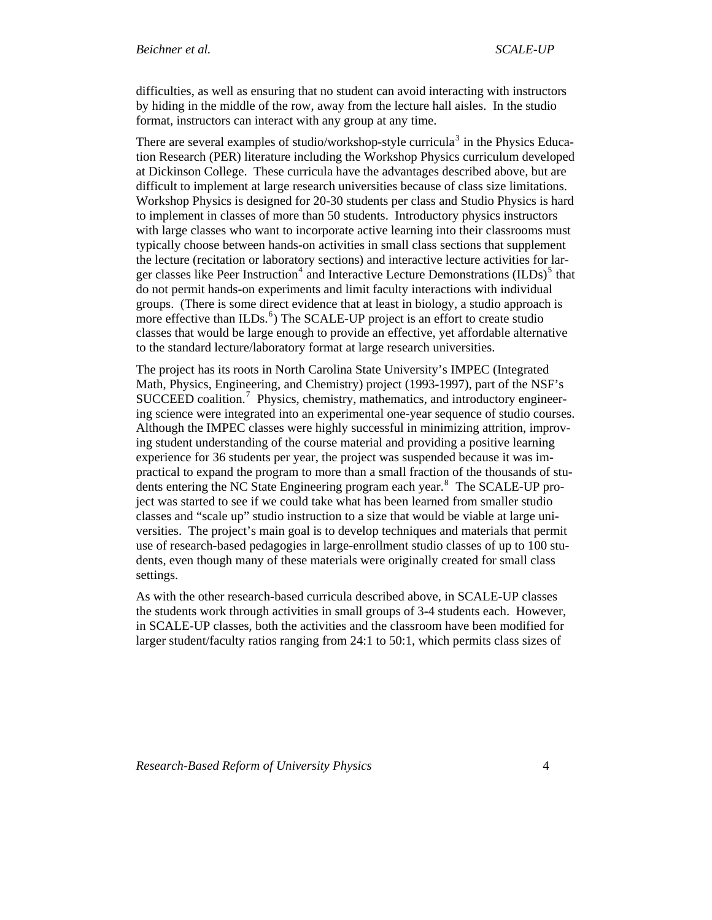difficulties, as well as ensuring that no student can avoid interacting with instructors by hiding in the middle of the row, away from the lecture hall aisles. In the studio format, instructors can interact with any group at any time.

There are several examples of studio/workshop-style curricula[3] in the Physics Education Research (PER) literature including the Workshop Physics curriculum developed at Dickinson College. These curricula have the advantages described above, but are difficult to implement at large research universities because of class size limitations. Workshop Physics is designed for 20-30 students per class and Studio Physics is hard to implement in classes of more than 50 students. Introductory physics instructors with large classes who want to incorporate active learning into their classrooms must typically choose between hands-on activities in small class sections that supplement the lecture (recitation or laboratory sections) and interactive lecture activities for larger classes like Peer Instruction[4] and Interactive Lecture Demonstrations (ILDs)[5] that do not permit hands-on experiments and limit faculty interactions with individual groups. (There is some direct evidence that at least in biology, a studio approach is more effective than ILDs.[6]) The SCALE-UP project is an effort to create studio classes that would be large enough to provide an effective, yet affordable alternative to the standard lecture/laboratory format at large research universities.

The project has its roots in North Carolina State University's IMPEC (Integrated Math, Physics, Engineering, and Chemistry) project (1993-1997), part of the NSF's SUCCEED coalition.[7] Physics, chemistry, mathematics, and introductory engineering science were integrated into an experimental one-year sequence of studio courses. Although the IMPEC classes were highly successful in minimizing attrition, improving student understanding of the course material and providing a positive learning experience for 36 students per year, the project was suspended because it was impractical to expand the program to more than a small fraction of the thousands of students entering the NC State Engineering program each year.[8] The SCALE-UP project was started to see if we could take what has been learned from smaller studio classes and "scale up" studio instruction to a size that would be viable at large universities. The project's main goal is to develop techniques and materials that permit use of research-based pedagogies in large-enrollment studio classes of up to 100 students, even though many of these materials were originally created for small class settings.

As with the other research-based curricula described above, in SCALE-UP classes the students work through activities in small groups of 3-4 students each. However, in SCALE-UP classes, both the activities and the classroom have been modified for larger student/faculty ratios ranging from 24:1 to 50:1, which permits class sizes of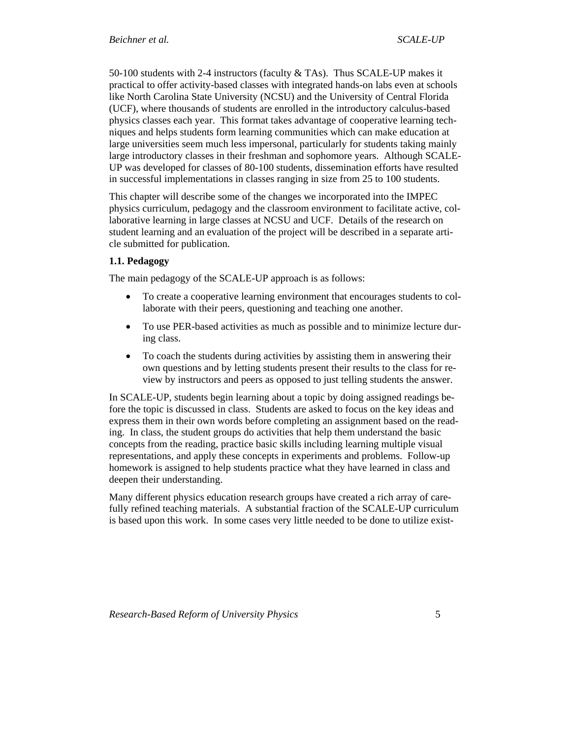50-100 students with 2-4 instructors (faculty & TAs). Thus SCALE-UP makes it practical to offer activity-based classes with integrated hands-on labs even at schools like North Carolina State University (NCSU) and the University of Central Florida (UCF), where thousands of students are enrolled in the introductory calculus-based physics classes each year. This format takes advantage of cooperative learning techniques and helps students form learning communities which can make education at large universities seem much less impersonal, particularly for students taking mainly large introductory classes in their freshman and sophomore years. Although SCALE-UP was developed for classes of 80-100 students, dissemination efforts have resulted in successful implementations in classes ranging in size from 25 to 100 students.

This chapter will describe some of the changes we incorporated into the IMPEC physics curriculum, pedagogy and the classroom environment to facilitate active, collaborative learning in large classes at NCSU and UCF. Details of the research on student learning and an evaluation of the project will be described in a separate article submitted for publication.

**1.1. Pedagogy**

The main pedagogy of the SCALE-UP approach is as follows:

- To create a cooperative learning environment that encourages students to collaborate with their peers, questioning and teaching one another.
- To use PER-based activities as much as possible and to minimize lecture during class.
- To coach the students during activities by assisting them in answering their own questions and by letting students present their results to the class for review by instructors and peers as opposed to just telling students the answer.

In SCALE-UP, students begin learning about a topic by doing assigned readings before the topic is discussed in class. Students are asked to focus on the key ideas and express them in their own words before completing an assignment based on the reading. In class, the student groups do activities that help them understand the basic concepts from the reading, practice basic skills including learning multiple visual representations, and apply these concepts in experiments and problems. Follow-up homework is assigned to help students practice what they have learned in class and deepen their understanding.

Many different physics education research groups have created a rich array of carefully refined teaching materials. A substantial fraction of the SCALE-UP curriculum is based upon this work. In some cases very little needed to be done to utilize exist-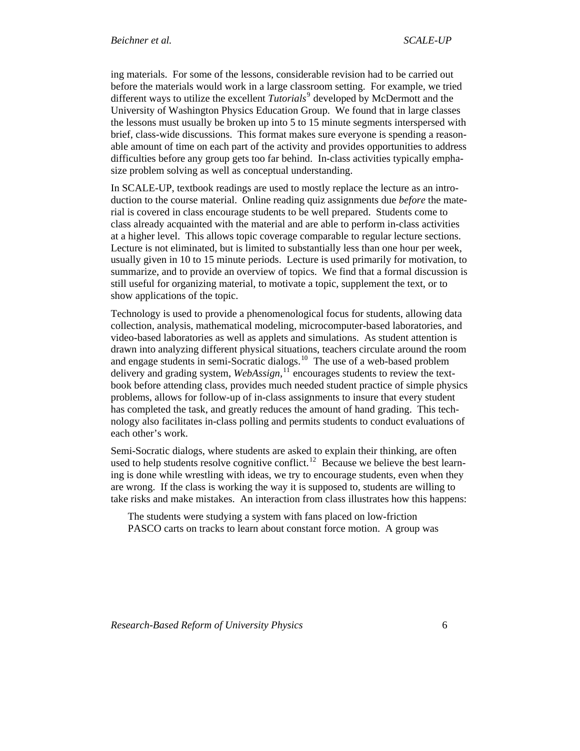ing materials. For some of the lessons, considerable revision had to be carried out before the materials would work in a large classroom setting. For example, we tried different ways to utilize the excellent *Tutorials*[9] developed by McDermott and the University of Washington Physics Education Group. We found that in large classes the lessons must usually be broken up into 5 to 15 minute segments interspersed with brief, class-wide discussions. This format makes sure everyone is spending a reasonable amount of time on each part of the activity and provides opportunities to address difficulties before any group gets too far behind. In-class activities typically emphasize problem solving as well as conceptual understanding.

In SCALE-UP, textbook readings are used to mostly replace the lecture as an introduction to the course material. Online reading quiz assignments due *before* the material is covered in class encourage students to be well prepared. Students come to class already acquainted with the material and are able to perform in-class activities at a higher level. This allows topic coverage comparable to regular lecture sections. Lecture is not eliminated, but is limited to substantially less than one hour per week, usually given in 10 to 15 minute periods. Lecture is used primarily for motivation, to summarize, and to provide an overview of topics. We find that a formal discussion is still useful for organizing material, to motivate a topic, supplement the text, or to show applications of the topic.

Technology is used to provide a phenomenological focus for students, allowing data collection, analysis, mathematical modeling, microcomputer-based laboratories, and video-based laboratories as well as applets and simulations. As student attention is drawn into analyzing different physical situations, teachers circulate around the room and engage students in semi-Socratic dialogs.[10] The use of a web-based problem delivery and grading system, *WebAssign,*[11] encourages students to review the textbook before attending class, provides much needed student practice of simple physics problems, allows for follow-up of in-class assignments to insure that every student has completed the task, and greatly reduces the amount of hand grading. This technology also facilitates in-class polling and permits students to conduct evaluations of each other's work.

Semi-Socratic dialogs, where students are asked to explain their thinking, are often used to help students resolve cognitive conflict.[12] Because we believe the best learning is done while wrestling with ideas, we try to encourage students, even when they are wrong. If the class is working the way it is supposed to, students are willing to take risks and make mistakes. An interaction from class illustrates how this happens:

> The students were studying a system with fans placed on low-friction PASCO carts on tracks to learn about constant force motion. A group was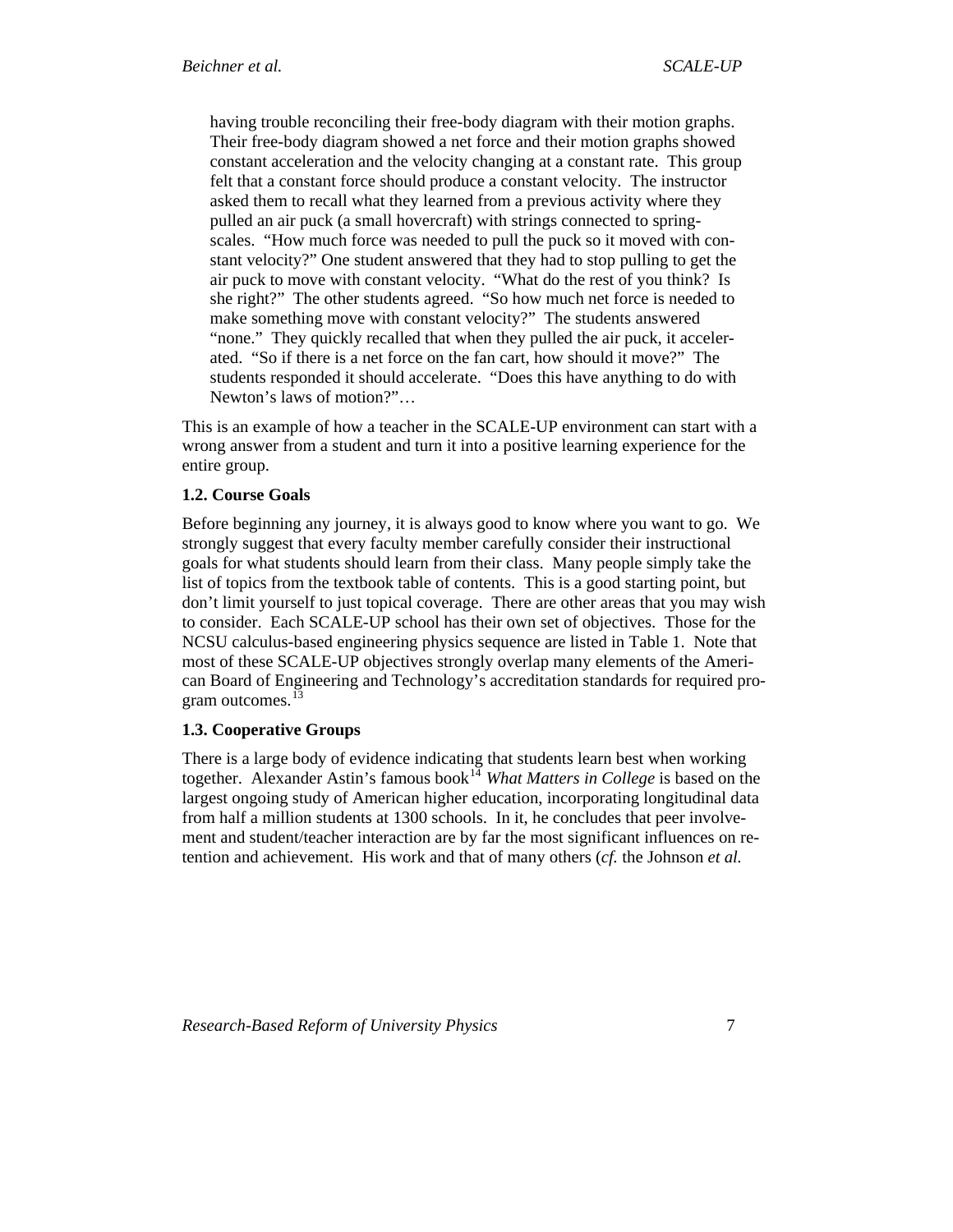> having trouble reconciling their free-body diagram with their motion graphs. Their free-body diagram showed a net force and their motion graphs showed constant acceleration and the velocity changing at a constant rate. This group felt that a constant force should produce a constant velocity. The instructor asked them to recall what they learned from a previous activity where they pulled an air puck (a small hovercraft) with strings connected to spring-scales. "How much force was needed to pull the puck so it moved with constant velocity?" One student answered that they had to stop pulling to get the air puck to move with constant velocity. "What do the rest of you think? Is she right?" The other students agreed. "So how much net force is needed to make something move with constant velocity?" The students answered "none." They quickly recalled that when they pulled the air puck, it accelerated. "So if there is a net force on the fan cart, how should it move?" The students responded it should accelerate. "Does this have anything to do with Newton's laws of motion?"…

This is an example of how a teacher in the SCALE-UP environment can start with a wrong answer from a student and turn it into a positive learning experience for the entire group.

### 1.2. Course Goals

Before beginning any journey, it is always good to know where you want to go. We strongly suggest that every faculty member carefully consider their instructional goals for what students should learn from their class. Many people simply take the list of topics from the textbook table of contents. This is a good starting point, but don't limit yourself to just topical coverage. There are other areas that you may wish to consider. Each SCALE-UP school has their own set of objectives. Those for the NCSU calculus-based engineering physics sequence are listed in Table 1. Note that most of these SCALE-UP objectives strongly overlap many elements of the American Board of Engineering and Technology's accreditation standards for required program outcomes.[13]

### 1.3. Cooperative Groups

There is a large body of evidence indicating that students learn best when working together. Alexander Astin's famous book[14] *What Matters in College* is based on the largest ongoing study of American higher education, incorporating longitudinal data from half a million students at 1300 schools. In it, he concludes that peer involvement and student/teacher interaction are by far the most significant influences on retention and achievement. His work and that of many others (*cf.* the Johnson *et al.*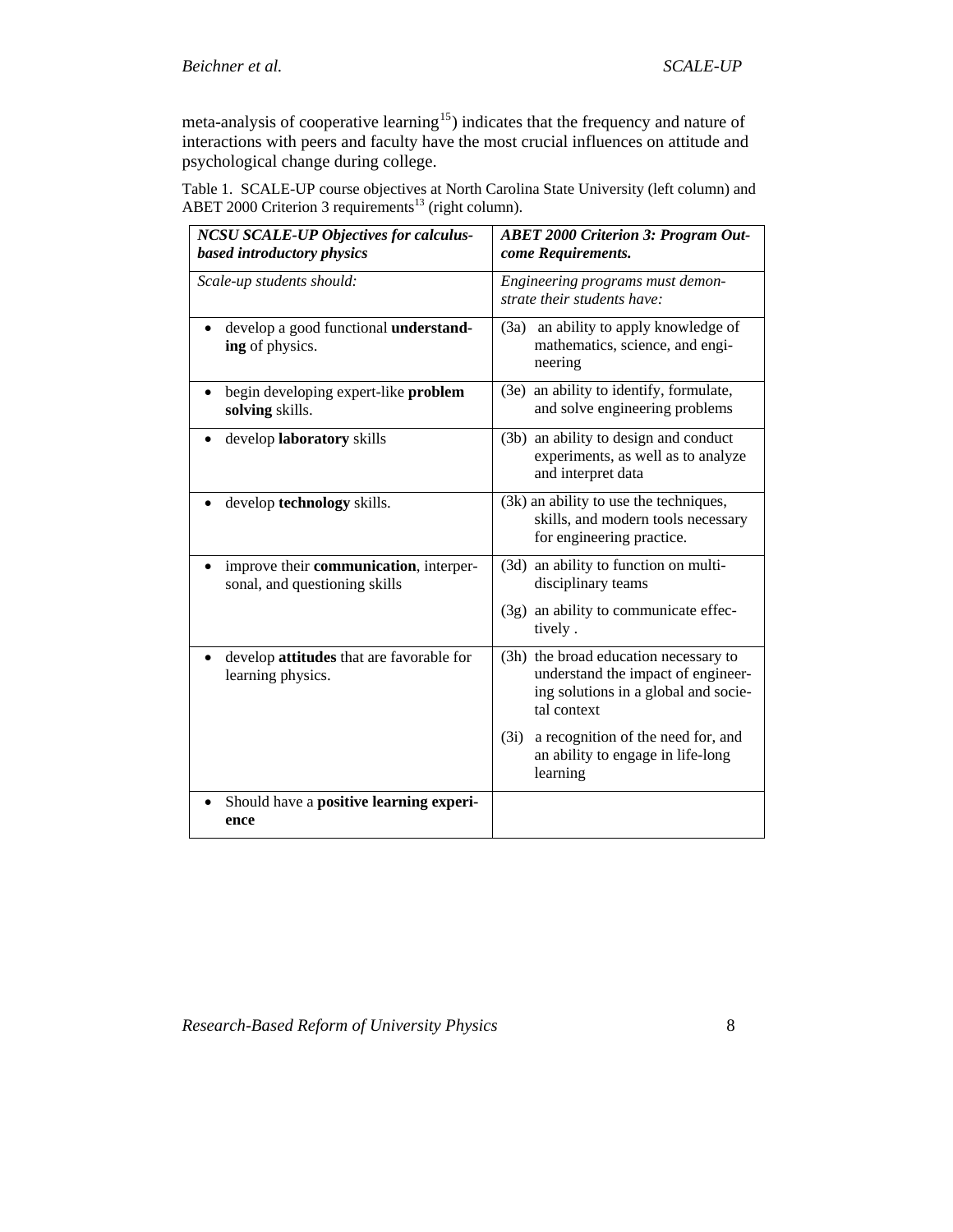meta-analysis of cooperative learning[15]) indicates that the frequency and nature of interactions with peers and faculty have the most crucial influences on attitude and psychological change during college.

Table 1. SCALE-UP course objectives at North Carolina State University (left column) and ABET 2000 Criterion 3 requirements[13] (right column).

| ***NCSU SCALE-UP Objectives for calculus-based introductory physics*** | ***ABET 2000 Criterion 3: Program Outcome Requirements.*** |
|---|---|
| *Scale-up students should:* | *Engineering programs must demonstrate their students have:* |
| • develop a good functional **understanding** of physics. | (3a) an ability to apply knowledge of mathematics, science, and engineering |
| • begin developing expert-like **problem solving** skills. | (3e) an ability to identify, formulate, and solve engineering problems |
| • develop **laboratory** skills | (3b) an ability to design and conduct experiments, as well as to analyze and interpret data |
| • develop **technology** skills. | (3k) an ability to use the techniques, skills, and modern tools necessary for engineering practice. |
| • improve their **communication**, interpersonal, and questioning skills | (3d) an ability to function on multi-disciplinary teams<br><br>(3g) an ability to communicate effectively . |
| • develop **attitudes** that are favorable for learning physics. | (3h) the broad education necessary to understand the impact of engineering solutions in a global and societal context<br><br>(3i) a recognition of the need for, and an ability to engage in life-long learning |
| • Should have a **positive learning experience** | |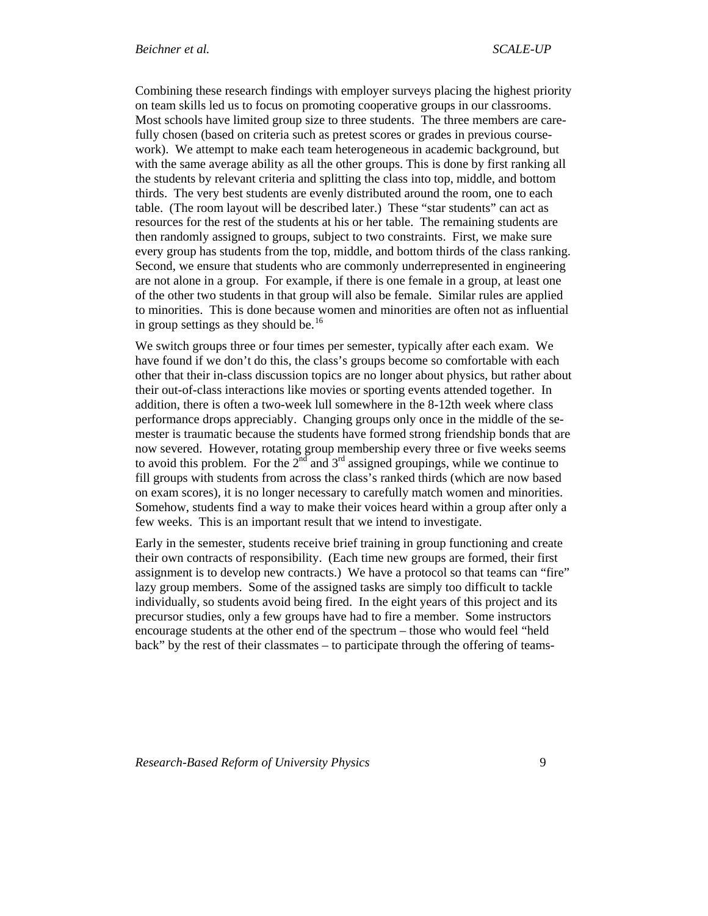Combining these research findings with employer surveys placing the highest priority on team skills led us to focus on promoting cooperative groups in our classrooms. Most schools have limited group size to three students. The three members are carefully chosen (based on criteria such as pretest scores or grades in previous coursework). We attempt to make each team heterogeneous in academic background, but with the same average ability as all the other groups. This is done by first ranking all the students by relevant criteria and splitting the class into top, middle, and bottom thirds. The very best students are evenly distributed around the room, one to each table. (The room layout will be described later.) These "star students" can act as resources for the rest of the students at his or her table. The remaining students are then randomly assigned to groups, subject to two constraints. First, we make sure every group has students from the top, middle, and bottom thirds of the class ranking. Second, we ensure that students who are commonly underrepresented in engineering are not alone in a group. For example, if there is one female in a group, at least one of the other two students in that group will also be female. Similar rules are applied to minorities. This is done because women and minorities are often not as influential in group settings as they should be.[16]

We switch groups three or four times per semester, typically after each exam. We have found if we don't do this, the class's groups become so comfortable with each other that their in-class discussion topics are no longer about physics, but rather about their out-of-class interactions like movies or sporting events attended together. In addition, there is often a two-week lull somewhere in the 8-12th week where class performance drops appreciably. Changing groups only once in the middle of the semester is traumatic because the students have formed strong friendship bonds that are now severed. However, rotating group membership every three or five weeks seems to avoid this problem. For the 2nd and 3rd assigned groupings, while we continue to fill groups with students from across the class's ranked thirds (which are now based on exam scores), it is no longer necessary to carefully match women and minorities. Somehow, students find a way to make their voices heard within a group after only a few weeks. This is an important result that we intend to investigate.

Early in the semester, students receive brief training in group functioning and create their own contracts of responsibility. (Each time new groups are formed, their first assignment is to develop new contracts.) We have a protocol so that teams can "fire" lazy group members. Some of the assigned tasks are simply too difficult to tackle individually, so students avoid being fired. In the eight years of this project and its precursor studies, only a few groups have had to fire a member. Some instructors encourage students at the other end of the spectrum – those who would feel "held back" by the rest of their classmates – to participate through the offering of teams-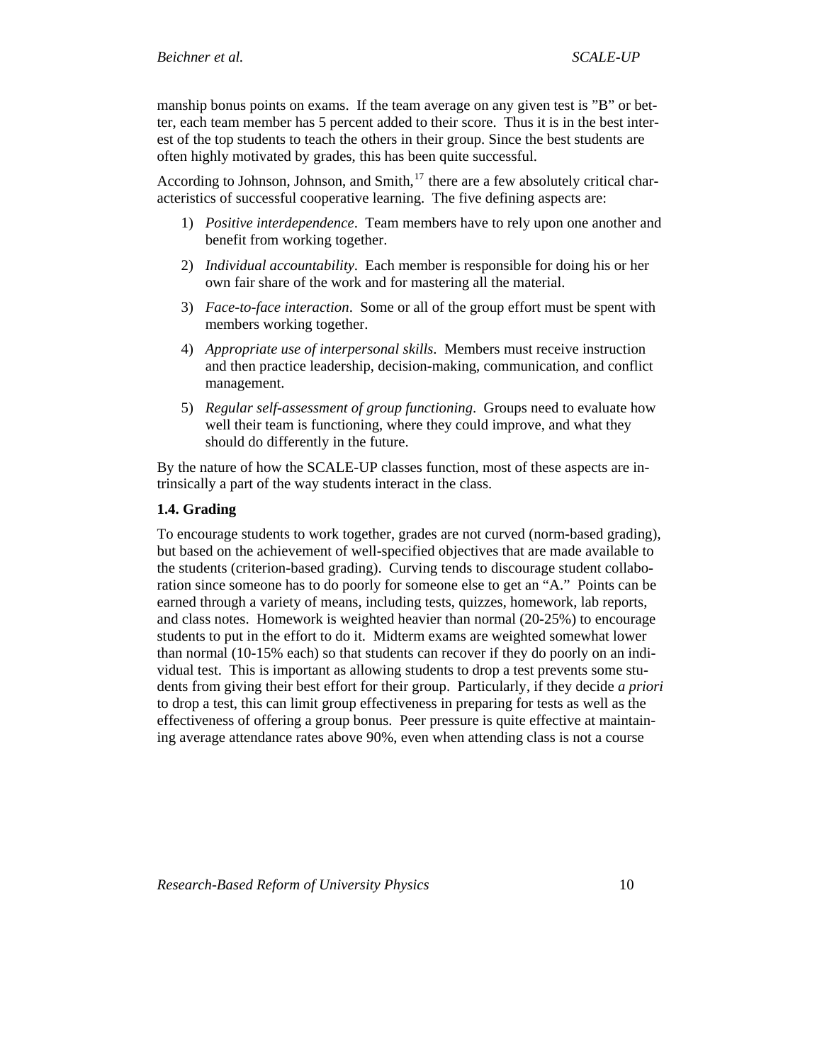manship bonus points on exams. If the team average on any given test is "B" or better, each team member has 5 percent added to their score. Thus it is in the best interest of the top students to teach the others in their group. Since the best students are often highly motivated by grades, this has been quite successful.

According to Johnson, Johnson, and Smith,[17] there are a few absolutely critical characteristics of successful cooperative learning. The five defining aspects are:

1) *Positive interdependence*. Team members have to rely upon one another and benefit from working together.
2) *Individual accountability*. Each member is responsible for doing his or her own fair share of the work and for mastering all the material.
3) *Face-to-face interaction*. Some or all of the group effort must be spent with members working together.
4) *Appropriate use of interpersonal skills*. Members must receive instruction and then practice leadership, decision-making, communication, and conflict management.
5) *Regular self-assessment of group functioning*. Groups need to evaluate how well their team is functioning, where they could improve, and what they should do differently in the future.

By the nature of how the SCALE-UP classes function, most of these aspects are intrinsically a part of the way students interact in the class.

### 1.4. Grading

To encourage students to work together, grades are not curved (norm-based grading), but based on the achievement of well-specified objectives that are made available to the students (criterion-based grading). Curving tends to discourage student collaboration since someone has to do poorly for someone else to get an "A." Points can be earned through a variety of means, including tests, quizzes, homework, lab reports, and class notes. Homework is weighted heavier than normal (20-25%) to encourage students to put in the effort to do it. Midterm exams are weighted somewhat lower than normal (10-15% each) so that students can recover if they do poorly on an individual test. This is important as allowing students to drop a test prevents some students from giving their best effort for their group. Particularly, if they decide *a priori* to drop a test, this can limit group effectiveness in preparing for tests as well as the effectiveness of offering a group bonus. Peer pressure is quite effective at maintaining average attendance rates above 90%, even when attending class is not a course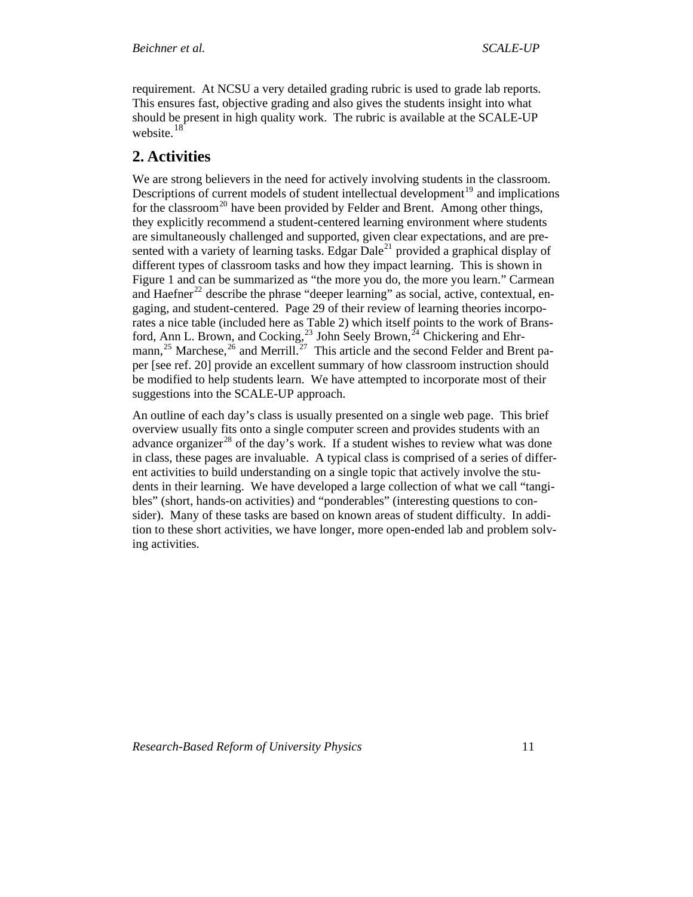requirement. At NCSU a very detailed grading rubric is used to grade lab reports. This ensures fast, objective grading and also gives the students insight into what should be present in high quality work. The rubric is available at the SCALE-UP website.[18]

## 2. Activities

We are strong believers in the need for actively involving students in the classroom. Descriptions of current models of student intellectual development[19] and implications for the classroom[20] have been provided by Felder and Brent. Among other things, they explicitly recommend a student-centered learning environment where students are simultaneously challenged and supported, given clear expectations, and are presented with a variety of learning tasks. Edgar Dale[21] provided a graphical display of different types of classroom tasks and how they impact learning. This is shown in Figure 1 and can be summarized as "the more you do, the more you learn." Carmean and Haefner[22] describe the phrase "deeper learning" as social, active, contextual, engaging, and student-centered. Page 29 of their review of learning theories incorporates a nice table (included here as Table 2) which itself points to the work of Bransford, Ann L. Brown, and Cocking,[23] John Seely Brown,[24] Chickering and Ehrmann,[25] Marchese,[26] and Merrill.[27] This article and the second Felder and Brent paper [see ref. 20] provide an excellent summary of how classroom instruction should be modified to help students learn. We have attempted to incorporate most of their suggestions into the SCALE-UP approach.

An outline of each day's class is usually presented on a single web page. This brief overview usually fits onto a single computer screen and provides students with an advance organizer[28] of the day's work. If a student wishes to review what was done in class, these pages are invaluable. A typical class is comprised of a series of different activities to build understanding on a single topic that actively involve the students in their learning. We have developed a large collection of what we call "tangibles" (short, hands-on activities) and "ponderables" (interesting questions to consider). Many of these tasks are based on known areas of student difficulty. In addition to these short activities, we have longer, more open-ended lab and problem solving activities.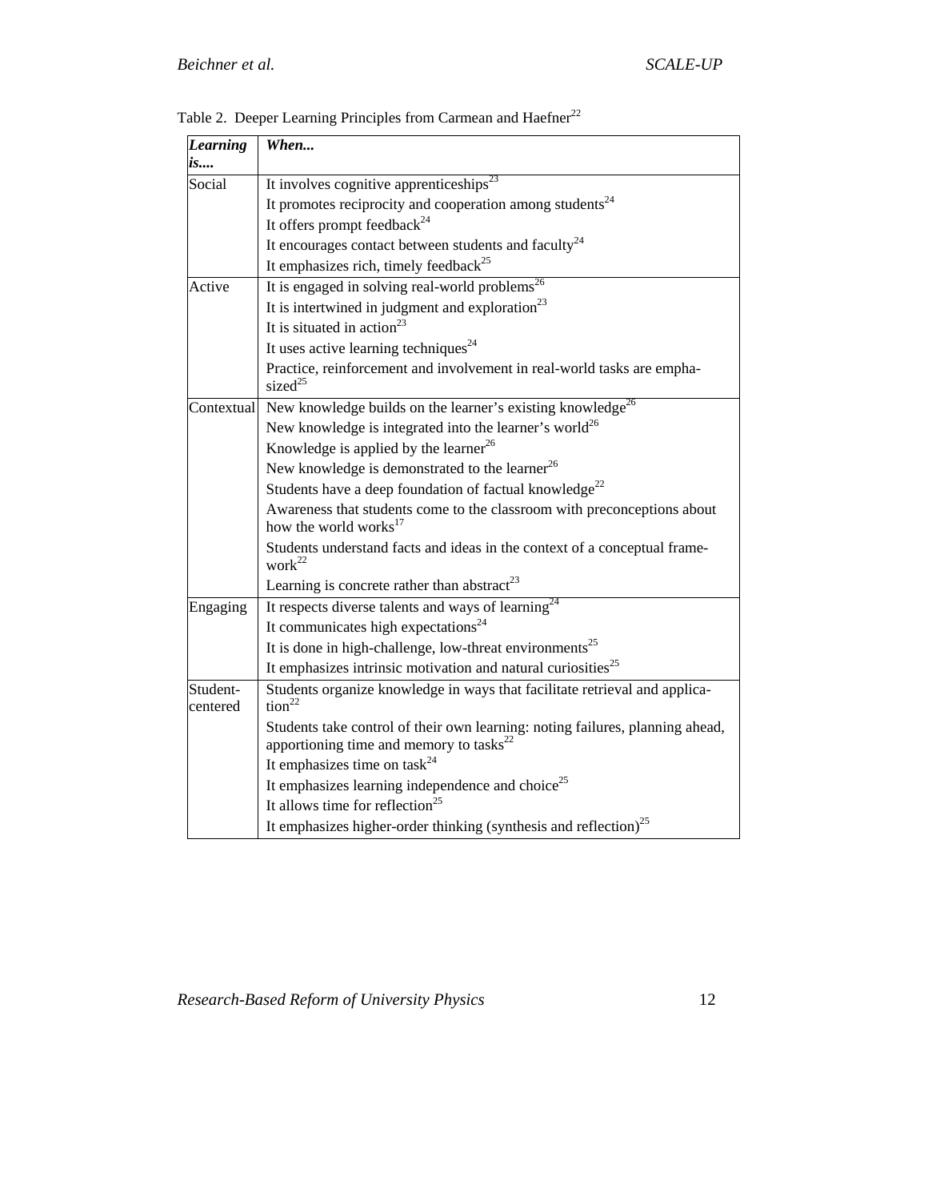Table 2. Deeper Learning Principles from Carmean and Haefner[22]

| ***Learning is....*** | ***When...*** |
|---|---|
| Social | It involves cognitive apprenticeships[23] |
| | It promotes reciprocity and cooperation among students[24] |
| | It offers prompt feedback[24] |
| | It encourages contact between students and faculty[24] |
| | It emphasizes rich, timely feedback[25] |
| Active | It is engaged in solving real-world problems[26] |
| | It is intertwined in judgment and exploration[23] |
| | It is situated in action[23] |
| | It uses active learning techniques[24] |
| | Practice, reinforcement and involvement in real-world tasks are emphasized[25] |
| Contextual | New knowledge builds on the learner's existing knowledge[26] |
| | New knowledge is integrated into the learner's world[26] |
| | Knowledge is applied by the learner[26] |
| | New knowledge is demonstrated to the learner[26] |
| | Students have a deep foundation of factual knowledge[22] |
| | Awareness that students come to the classroom with preconceptions about how the world works[17] |
| | Students understand facts and ideas in the context of a conceptual framework[22] |
| | Learning is concrete rather than abstract[23] |
| Engaging | It respects diverse talents and ways of learning[24] |
| | It communicates high expectations[24] |
| | It is done in high-challenge, low-threat environments[25] |
| | It emphasizes intrinsic motivation and natural curiosities[25] |
| Student-centered | Students organize knowledge in ways that facilitate retrieval and application[22] |
| | Students take control of their own learning: noting failures, planning ahead, apportioning time and memory to tasks[22] |
| | It emphasizes time on task[24] |
| | It emphasizes learning independence and choice[25] |
| | It allows time for reflection[25] |
| | It emphasizes higher-order thinking (synthesis and reflection)[25] |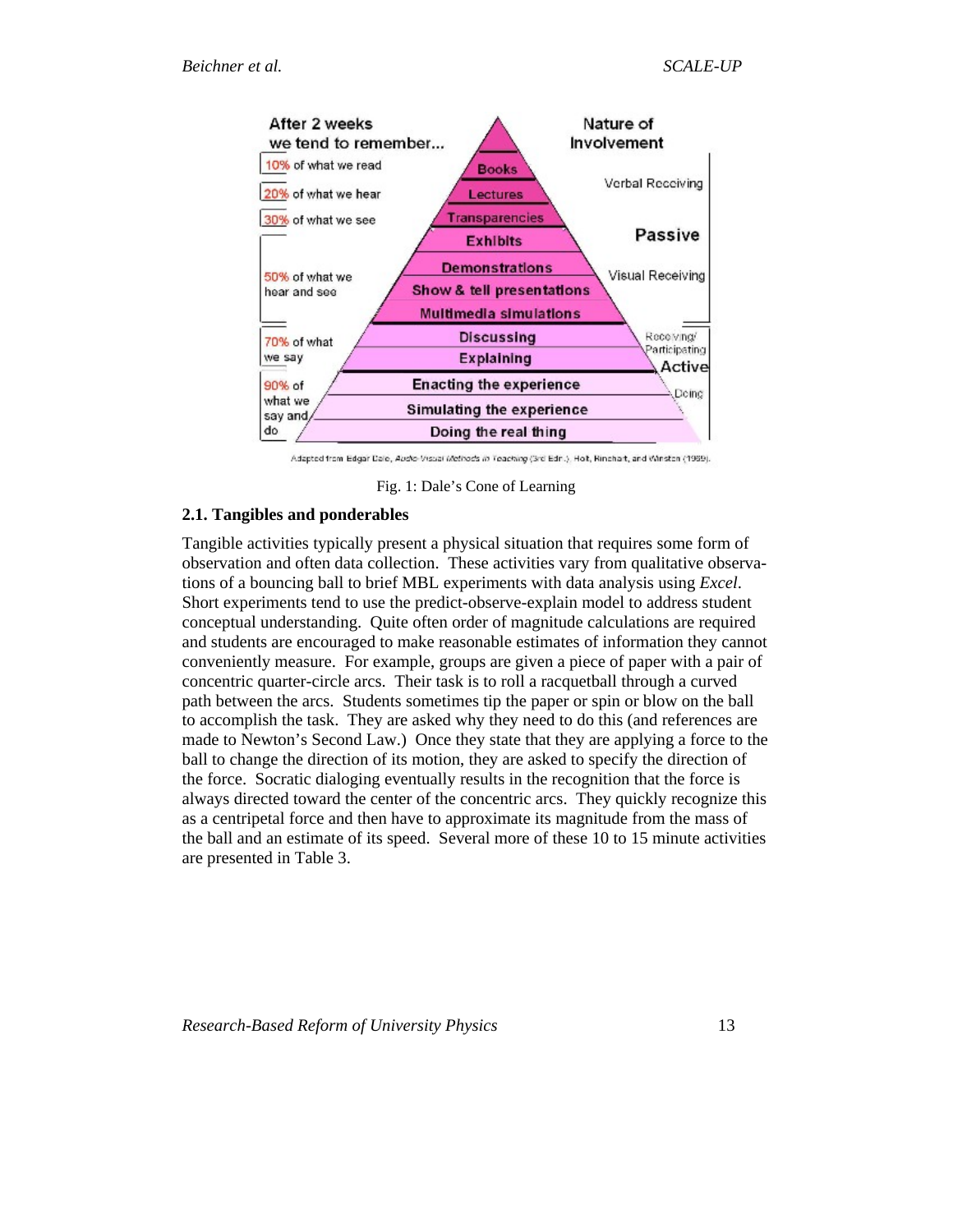Fig. 1: Dale's Cone of Learning

### 2.1. Tangibles and ponderables

Tangible activities typically present a physical situation that requires some form of observation and often data collection. These activities vary from qualitative observations of a bouncing ball to brief MBL experiments with data analysis using *Excel*. Short experiments tend to use the predict-observe-explain model to address student conceptual understanding. Quite often order of magnitude calculations are required and students are encouraged to make reasonable estimates of information they cannot conveniently measure. For example, groups are given a piece of paper with a pair of concentric quarter-circle arcs. Their task is to roll a racquetball through a curved path between the arcs. Students sometimes tip the paper or spin or blow on the ball to accomplish the task. They are asked why they need to do this (and references are made to Newton's Second Law.) Once they state that they are applying a force to the ball to change the direction of its motion, they are asked to specify the direction of the force. Socratic dialoging eventually results in the recognition that the force is always directed toward the center of the concentric arcs. They quickly recognize this as a centripetal force and then have to approximate its magnitude from the mass of the ball and an estimate of its speed. Several more of these 10 to 15 minute activities are presented in Table 3.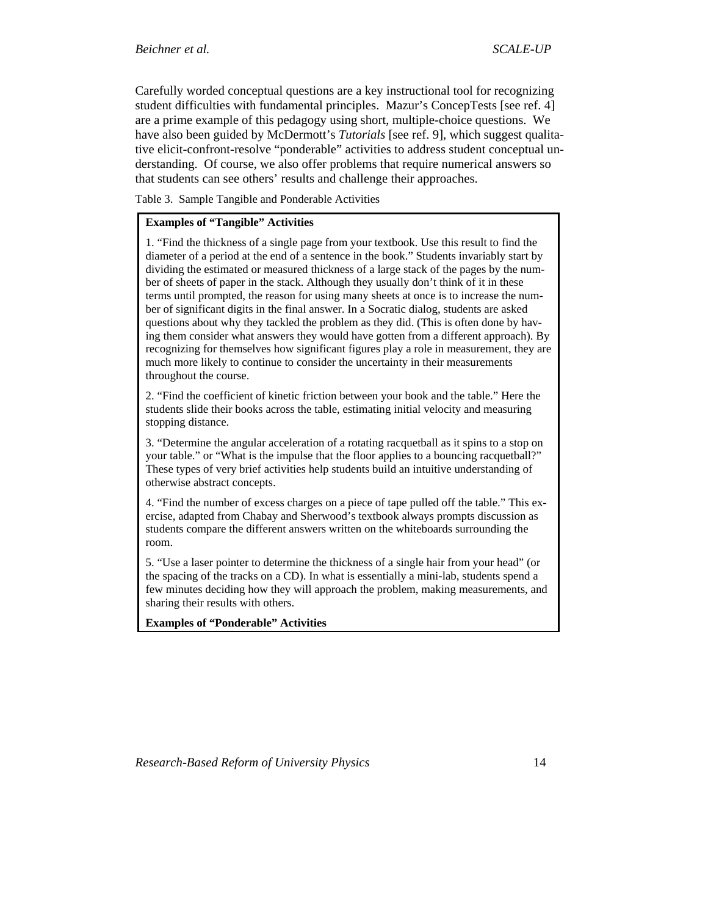Carefully worded conceptual questions are a key instructional tool for recognizing student difficulties with fundamental principles. Mazur's ConcepTests [see ref. 4] are a prime example of this pedagogy using short, multiple-choice questions. We have also been guided by McDermott's *Tutorials* [see ref. 9], which suggest qualitative elicit-confront-resolve "ponderable" activities to address student conceptual understanding. Of course, we also offer problems that require numerical answers so that students can see others' results and challenge their approaches.

Table 3. Sample Tangible and Ponderable Activities

**Examples of "Tangible" Activities**

1. "Find the thickness of a single page from your textbook. Use this result to find the diameter of a period at the end of a sentence in the book." Students invariably start by dividing the estimated or measured thickness of a large stack of the pages by the number of sheets of paper in the stack. Although they usually don't think of it in these terms until prompted, the reason for using many sheets at once is to increase the number of significant digits in the final answer. In a Socratic dialog, students are asked questions about why they tackled the problem as they did. (This is often done by having them consider what answers they would have gotten from a different approach). By recognizing for themselves how significant figures play a role in measurement, they are much more likely to continue to consider the uncertainty in their measurements throughout the course.

2. "Find the coefficient of kinetic friction between your book and the table." Here the students slide their books across the table, estimating initial velocity and measuring stopping distance.

3. "Determine the angular acceleration of a rotating racquetball as it spins to a stop on your table." or "What is the impulse that the floor applies to a bouncing racquetball?" These types of very brief activities help students build an intuitive understanding of otherwise abstract concepts.

4. "Find the number of excess charges on a piece of tape pulled off the table." This exercise, adapted from Chabay and Sherwood's textbook always prompts discussion as students compare the different answers written on the whiteboards surrounding the room.

5. "Use a laser pointer to determine the thickness of a single hair from your head" (or the spacing of the tracks on a CD). In what is essentially a mini-lab, students spend a few minutes deciding how they will approach the problem, making measurements, and sharing their results with others.

**Examples of "Ponderable" Activities**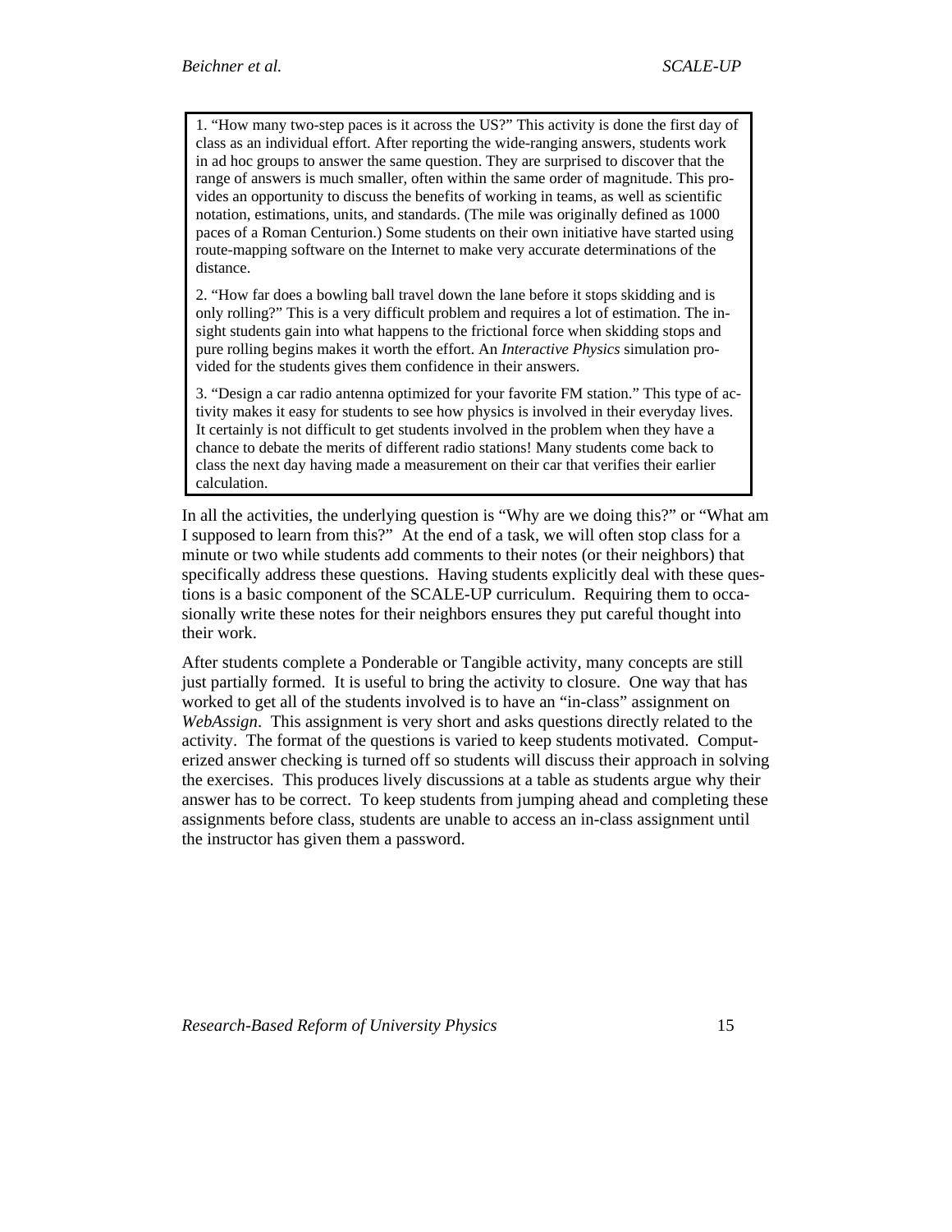1. "How many two-step paces is it across the US?" This activity is done the first day of class as an individual effort. After reporting the wide-ranging answers, students work in ad hoc groups to answer the same question. They are surprised to discover that the range of answers is much smaller, often within the same order of magnitude. This provides an opportunity to discuss the benefits of working in teams, as well as scientific notation, estimations, units, and standards. (The mile was originally defined as 1000 paces of a Roman Centurion.) Some students on their own initiative have started using route-mapping software on the Internet to make very accurate determinations of the distance.

2. "How far does a bowling ball travel down the lane before it stops skidding and is only rolling?" This is a very difficult problem and requires a lot of estimation. The insight students gain into what happens to the frictional force when skidding stops and pure rolling begins makes it worth the effort. An *Interactive Physics* simulation provided for the students gives them confidence in their answers.

3. "Design a car radio antenna optimized for your favorite FM station." This type of activity makes it easy for students to see how physics is involved in their everyday lives. It certainly is not difficult to get students involved in the problem when they have a chance to debate the merits of different radio stations! Many students come back to class the next day having made a measurement on their car that verifies their earlier calculation.

In all the activities, the underlying question is "Why are we doing this?" or "What am I supposed to learn from this?" At the end of a task, we will often stop class for a minute or two while students add comments to their notes (or their neighbors) that specifically address these questions. Having students explicitly deal with these questions is a basic component of the SCALE-UP curriculum. Requiring them to occasionally write these notes for their neighbors ensures they put careful thought into their work.

After students complete a Ponderable or Tangible activity, many concepts are still just partially formed. It is useful to bring the activity to closure. One way that has worked to get all of the students involved is to have an "in-class" assignment on *WebAssign*. This assignment is very short and asks questions directly related to the activity. The format of the questions is varied to keep students motivated. Computerized answer checking is turned off so students will discuss their approach in solving the exercises. This produces lively discussions at a table as students argue why their answer has to be correct. To keep students from jumping ahead and completing these assignments before class, students are unable to access an in-class assignment until the instructor has given them a password.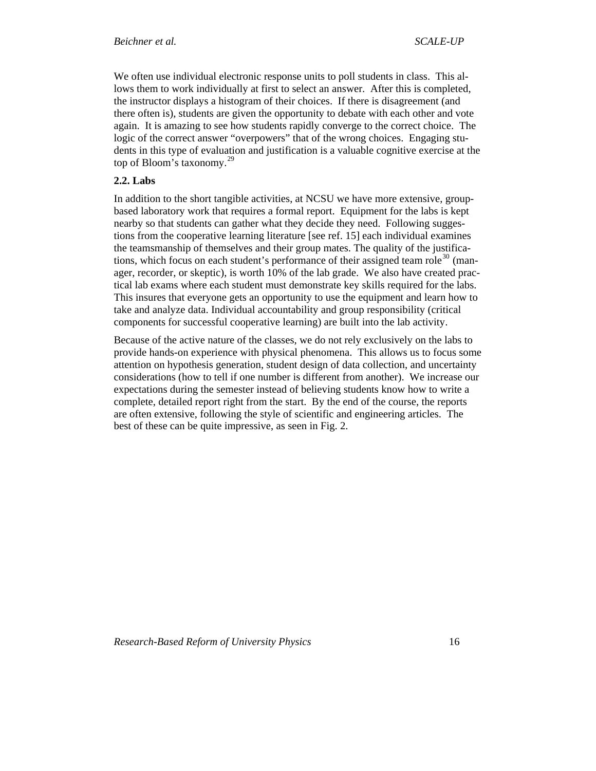We often use individual electronic response units to poll students in class. This allows them to work individually at first to select an answer. After this is completed, the instructor displays a histogram of their choices. If there is disagreement (and there often is), students are given the opportunity to debate with each other and vote again. It is amazing to see how students rapidly converge to the correct choice. The logic of the correct answer "overpowers" that of the wrong choices. Engaging students in this type of evaluation and justification is a valuable cognitive exercise at the top of Bloom's taxonomy.[29]

### 2.2. Labs

In addition to the short tangible activities, at NCSU we have more extensive, group-based laboratory work that requires a formal report. Equipment for the labs is kept nearby so that students can gather what they decide they need. Following suggestions from the cooperative learning literature [see ref. 15] each individual examines the teamsmanship of themselves and their group mates. The quality of the justifications, which focus on each student's performance of their assigned team role[30] (manager, recorder, or skeptic), is worth 10% of the lab grade. We also have created practical lab exams where each student must demonstrate key skills required for the labs. This insures that everyone gets an opportunity to use the equipment and learn how to take and analyze data. Individual accountability and group responsibility (critical components for successful cooperative learning) are built into the lab activity.

Because of the active nature of the classes, we do not rely exclusively on the labs to provide hands-on experience with physical phenomena. This allows us to focus some attention on hypothesis generation, student design of data collection, and uncertainty considerations (how to tell if one number is different from another). We increase our expectations during the semester instead of believing students know how to write a complete, detailed report right from the start. By the end of the course, the reports are often extensive, following the style of scientific and engineering articles. The best of these can be quite impressive, as seen in Fig. 2.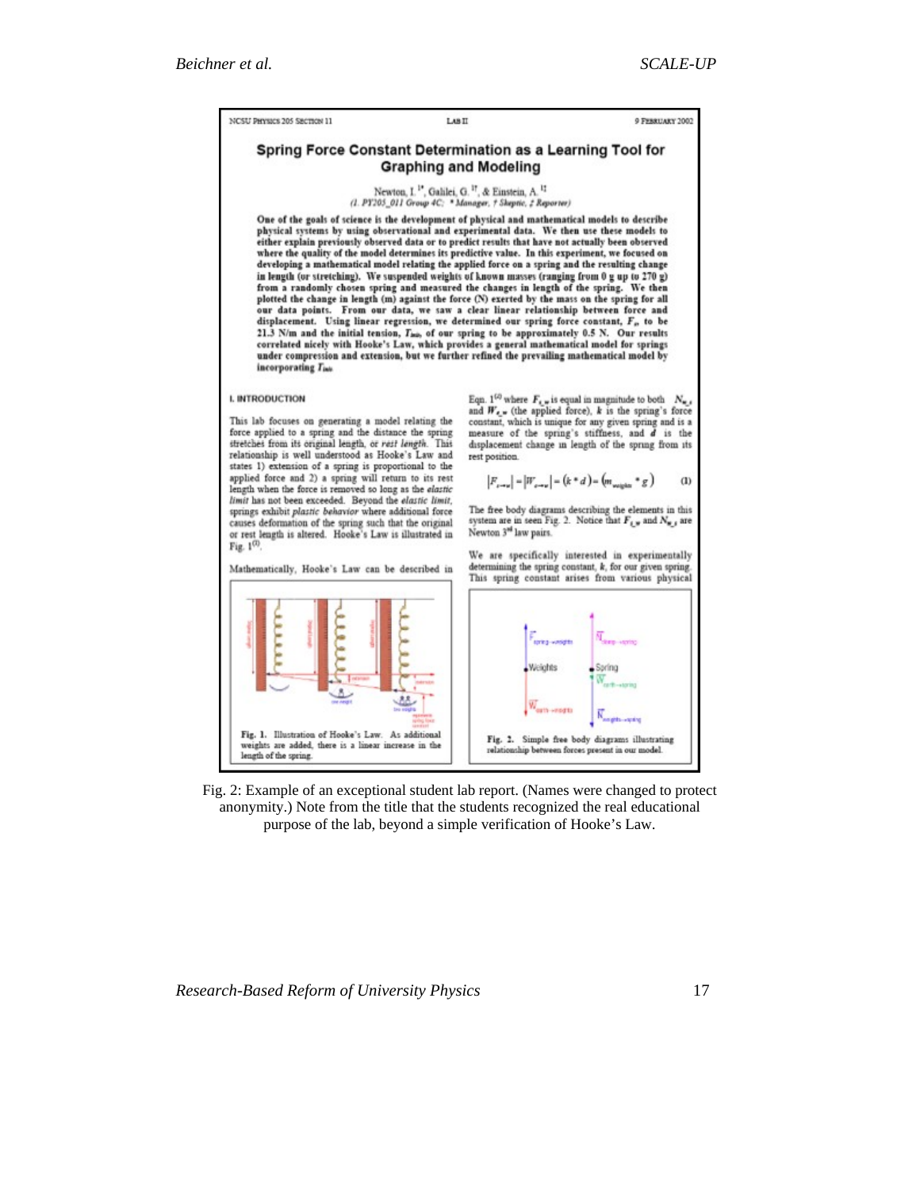NCSU Physics 205 Section 11 LAB II 9 February 2002

## Spring Force Constant Determination as a Learning Tool for Graphing and Modeling

Newton, I.[1*], Galilei, G.[1†], & Einstein, A.[1‡]
(1. PY205_011 Group 4C; * Manager, † Skeptic, ‡ Reporter)

**One of the goals of science is the development of physical and mathematical models to describe physical systems by using observational and experimental data. We then use these models to either explain previously observed data or to predict results that have not actually been observed where the quality of the model determines its predictive value. In this experiment, we focused on developing a mathematical model relating the applied force on a spring and the resulting change in length (or stretching). We suspended weights of known masses (ranging from 0 g up to 270 g) from a randomly chosen spring and measured the changes in length of the spring. We then plotted the change in length (m) against the force (N) exerted by the mass on the spring for all our data points. From our data, we saw a clear linear relationship between force and displacement. Using linear regression, we determined our spring force constant, $F_s$, to be 21.3 N/m and the initial tension, $T_{init}$, of our spring to be approximately 0.5 N. Our results correlated nicely with Hooke's Law, which provides a general mathematical model for springs under compression and extension, but we further refined the prevailing mathematical model by incorporating $T_{init}$.**

### I. INTRODUCTION

This lab focuses on generating a model relating the force applied to a spring and the distance the spring stretches from its original length, or *rest length*. This relationship is well understood as Hooke's Law and states 1) extension of a spring is proportional to the applied force and 2) a spring will return to its rest length when the force is removed so long as the *elastic limit* has not been exceeded. Beyond the *elastic limit*, springs exhibit *plastic behavior* where additional force causes deformation of the spring such that the original or rest length is altered. Hooke's Law is illustrated in Fig. 1[(1)].

Mathematically, Hooke's Law can be described in Eqn. 1[(2)] where $F_{s,w}$ is equal in magnitude to both $N_{w,s}$ and $W_{e,w}$ (the applied force), $k$ is the spring's force constant, which is unique for any given spring and is a measure of the spring's stiffness, and $d$ is the displacement change in length of the spring from its rest position.

$$|F_{s\to w}| = |W_{e\to w}| = (k * d) = (m_{weights} * g) \quad (1)$$

The free body diagrams describing the elements in this system are in seen Fig. 2. Notice that $F_{s,w}$ and $N_{w,s}$ are Newton 3[rd] law pairs.

We are specifically interested in experimentally determining the spring constant, $k$, for our given spring. This spring constant arises from various physical

**Fig. 1.** Illustration of Hooke's Law. As additional weights are added, there is a linear increase in the length of the spring.

**Fig. 2.** Simple free body diagrams illustrating relationship between forces present in our model.

Fig. 2: Example of an exceptional student lab report. (Names were changed to protect anonymity.) Note from the title that the students recognized the real educational purpose of the lab, beyond a simple verification of Hooke's Law.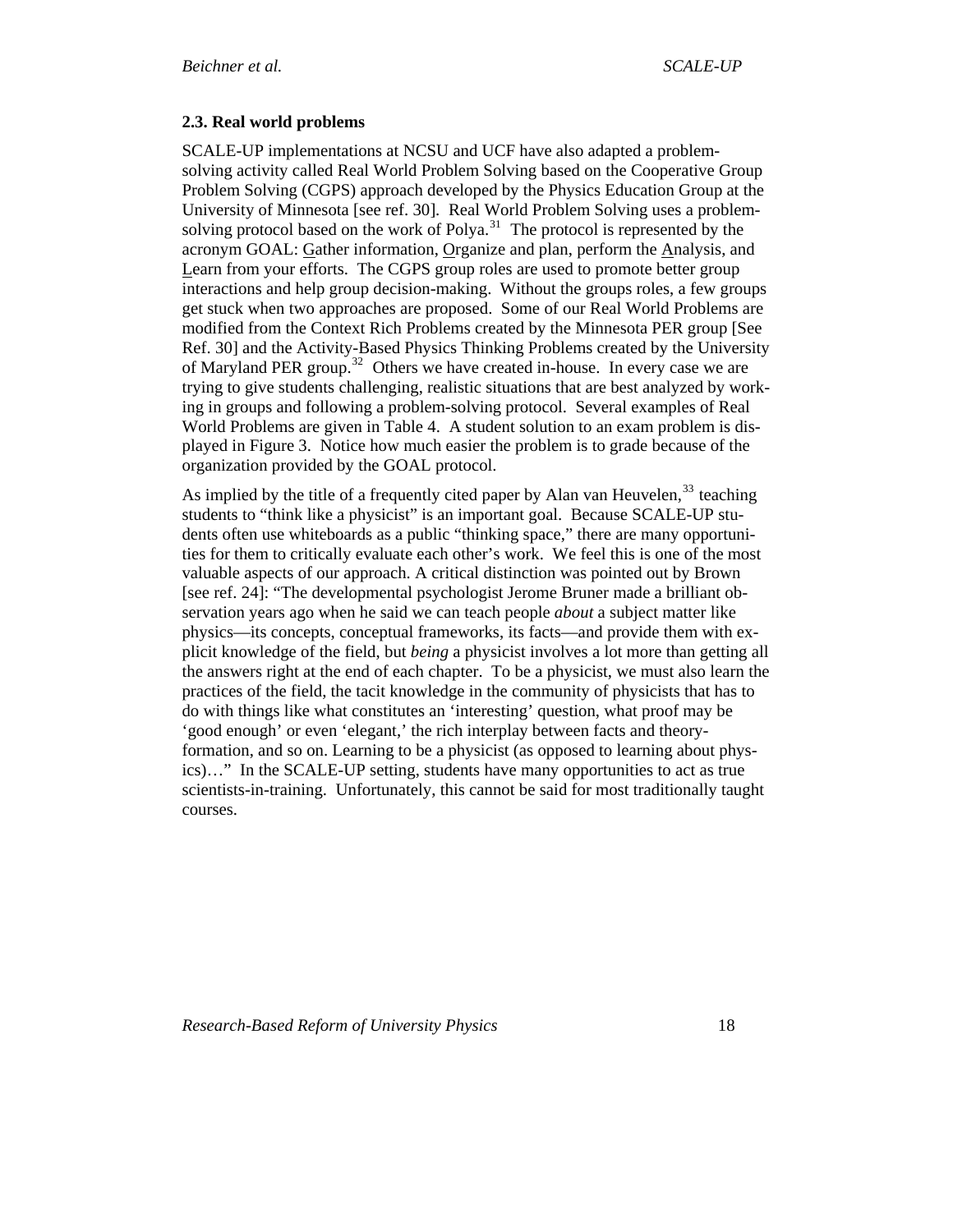### 2.3. Real world problems

SCALE-UP implementations at NCSU and UCF have also adapted a problem-solving activity called Real World Problem Solving based on the Cooperative Group Problem Solving (CGPS) approach developed by the Physics Education Group at the University of Minnesota [see ref. 30]. Real World Problem Solving uses a problem-solving protocol based on the work of Polya.[31] The protocol is represented by the acronym GOAL: Gather information, Organize and plan, perform the Analysis, and Learn from your efforts. The CGPS group roles are used to promote better group interactions and help group decision-making. Without the groups roles, a few groups get stuck when two approaches are proposed. Some of our Real World Problems are modified from the Context Rich Problems created by the Minnesota PER group [See Ref. 30] and the Activity-Based Physics Thinking Problems created by the University of Maryland PER group.[32] Others we have created in-house. In every case we are trying to give students challenging, realistic situations that are best analyzed by working in groups and following a problem-solving protocol. Several examples of Real World Problems are given in Table 4. A student solution to an exam problem is displayed in Figure 3. Notice how much easier the problem is to grade because of the organization provided by the GOAL protocol.

As implied by the title of a frequently cited paper by Alan van Heuvelen,[33] teaching students to "think like a physicist" is an important goal. Because SCALE-UP students often use whiteboards as a public "thinking space," there are many opportunities for them to critically evaluate each other's work. We feel this is one of the most valuable aspects of our approach. A critical distinction was pointed out by Brown [see ref. 24]: "The developmental psychologist Jerome Bruner made a brilliant observation years ago when he said we can teach people *about* a subject matter like physics—its concepts, conceptual frameworks, its facts—and provide them with explicit knowledge of the field, but *being* a physicist involves a lot more than getting all the answers right at the end of each chapter. To be a physicist, we must also learn the practices of the field, the tacit knowledge in the community of physicists that has to do with things like what constitutes an 'interesting' question, what proof may be 'good enough' or even 'elegant,' the rich interplay between facts and theory-formation, and so on. Learning to be a physicist (as opposed to learning about physics)…" In the SCALE-UP setting, students have many opportunities to act as true scientists-in-training. Unfortunately, this cannot be said for most traditionally taught courses.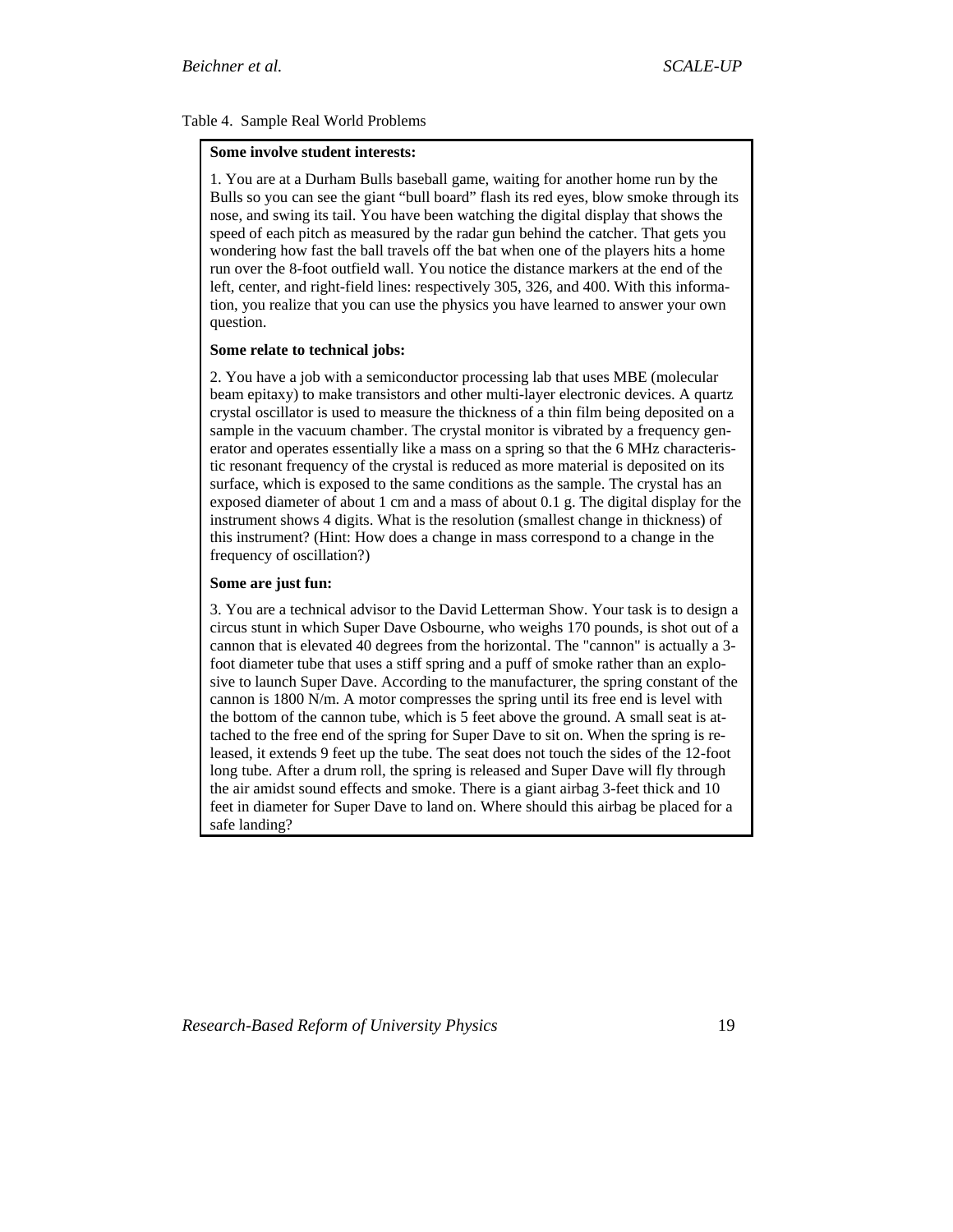Table 4. Sample Real World Problems

**Some involve student interests:**

1. You are at a Durham Bulls baseball game, waiting for another home run by the Bulls so you can see the giant "bull board" flash its red eyes, blow smoke through its nose, and swing its tail. You have been watching the digital display that shows the speed of each pitch as measured by the radar gun behind the catcher. That gets you wondering how fast the ball travels off the bat when one of the players hits a home run over the 8-foot outfield wall. You notice the distance markers at the end of the left, center, and right-field lines: respectively 305, 326, and 400. With this information, you realize that you can use the physics you have learned to answer your own question.

**Some relate to technical jobs:**

2. You have a job with a semiconductor processing lab that uses MBE (molecular beam epitaxy) to make transistors and other multi-layer electronic devices. A quartz crystal oscillator is used to measure the thickness of a thin film being deposited on a sample in the vacuum chamber. The crystal monitor is vibrated by a frequency generator and operates essentially like a mass on a spring so that the 6 MHz characteristic resonant frequency of the crystal is reduced as more material is deposited on its surface, which is exposed to the same conditions as the sample. The crystal has an exposed diameter of about 1 cm and a mass of about 0.1 g. The digital display for the instrument shows 4 digits. What is the resolution (smallest change in thickness) of this instrument? (Hint: How does a change in mass correspond to a change in the frequency of oscillation?)

**Some are just fun:**

3. You are a technical advisor to the David Letterman Show. Your task is to design a circus stunt in which Super Dave Osbourne, who weighs 170 pounds, is shot out of a cannon that is elevated 40 degrees from the horizontal. The "cannon" is actually a 3-foot diameter tube that uses a stiff spring and a puff of smoke rather than an explosive to launch Super Dave. According to the manufacturer, the spring constant of the cannon is 1800 N/m. A motor compresses the spring until its free end is level with the bottom of the cannon tube, which is 5 feet above the ground. A small seat is attached to the free end of the spring for Super Dave to sit on. When the spring is released, it extends 9 feet up the tube. The seat does not touch the sides of the 12-foot long tube. After a drum roll, the spring is released and Super Dave will fly through the air amidst sound effects and smoke. There is a giant airbag 3-feet thick and 10 feet in diameter for Super Dave to land on. Where should this airbag be placed for a safe landing?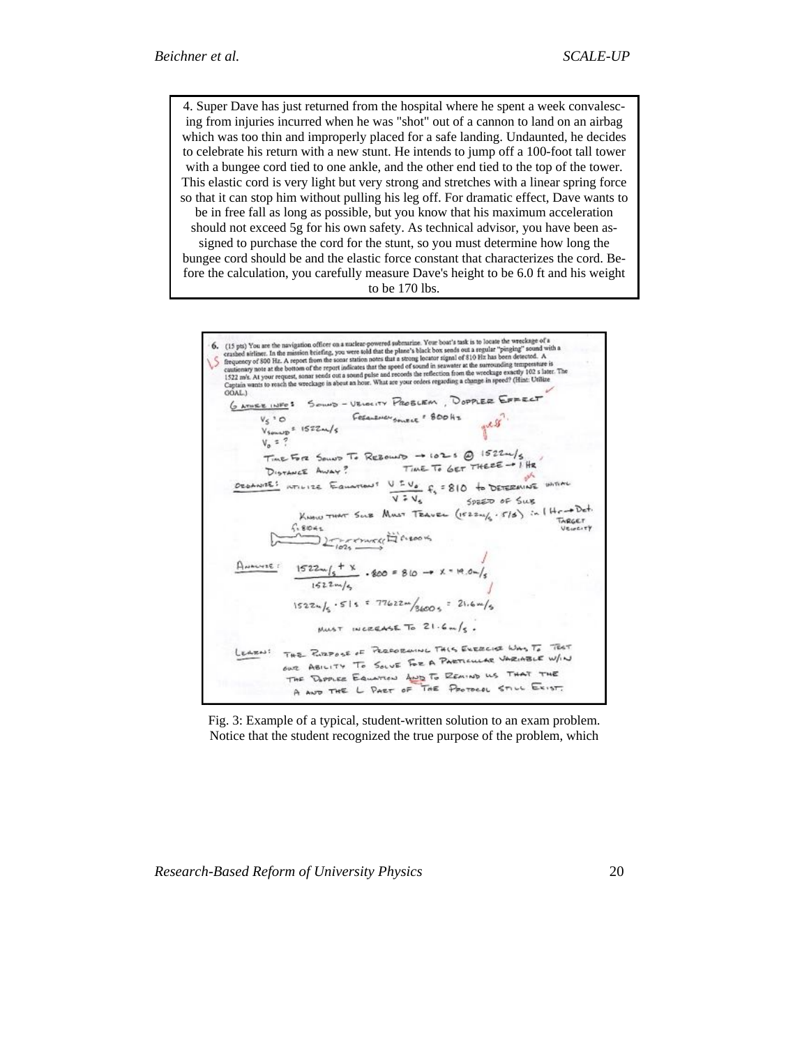4. Super Dave has just returned from the hospital where he spent a week convalescing from injuries incurred when he was "shot" out of a cannon to land on an airbag which was too thin and improperly placed for a safe landing. Undaunted, he decides to celebrate his return with a new stunt. He intends to jump off a 100-foot tall tower with a bungee cord tied to one ankle, and the other end tied to the top of the tower. This elastic cord is very light but very strong and stretches with a linear spring force so that it can stop him without pulling his leg off. For dramatic effect, Dave wants to be in free fall as long as possible, but you know that his maximum acceleration should not exceed 5g for his own safety. As technical advisor, you have been assigned to purchase the cord for the stunt, so you must determine how long the bungee cord should be and the elastic force constant that characterizes the cord. Before the calculation, you carefully measure Dave's height to be 6.0 ft and his weight to be 170 lbs.

Fig. 3: Example of a typical, student-written solution to an exam problem. Notice that the student recognized the true purpose of the problem, which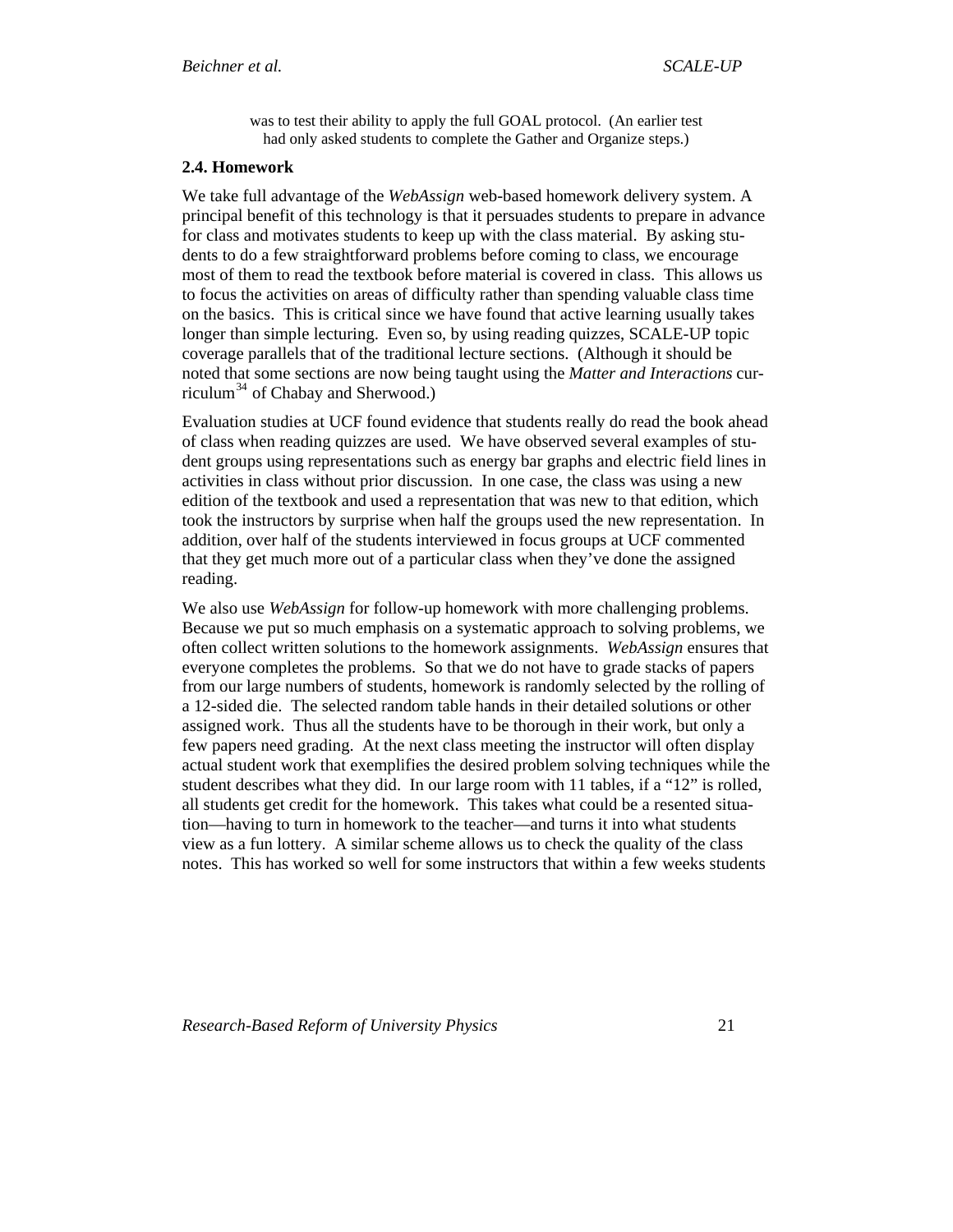was to test their ability to apply the full GOAL protocol. (An earlier test had only asked students to complete the Gather and Organize steps.)

### 2.4. Homework

We take full advantage of the *WebAssign* web-based homework delivery system. A principal benefit of this technology is that it persuades students to prepare in advance for class and motivates students to keep up with the class material. By asking students to do a few straightforward problems before coming to class, we encourage most of them to read the textbook before material is covered in class. This allows us to focus the activities on areas of difficulty rather than spending valuable class time on the basics. This is critical since we have found that active learning usually takes longer than simple lecturing. Even so, by using reading quizzes, SCALE-UP topic coverage parallels that of the traditional lecture sections. (Although it should be noted that some sections are now being taught using the *Matter and Interactions* curriculum[34] of Chabay and Sherwood.)

Evaluation studies at UCF found evidence that students really do read the book ahead of class when reading quizzes are used. We have observed several examples of student groups using representations such as energy bar graphs and electric field lines in activities in class without prior discussion. In one case, the class was using a new edition of the textbook and used a representation that was new to that edition, which took the instructors by surprise when half the groups used the new representation. In addition, over half of the students interviewed in focus groups at UCF commented that they get much more out of a particular class when they've done the assigned reading.

We also use *WebAssign* for follow-up homework with more challenging problems. Because we put so much emphasis on a systematic approach to solving problems, we often collect written solutions to the homework assignments. *WebAssign* ensures that everyone completes the problems. So that we do not have to grade stacks of papers from our large numbers of students, homework is randomly selected by the rolling of a 12-sided die. The selected random table hands in their detailed solutions or other assigned work. Thus all the students have to be thorough in their work, but only a few papers need grading. At the next class meeting the instructor will often display actual student work that exemplifies the desired problem solving techniques while the student describes what they did. In our large room with 11 tables, if a "12" is rolled, all students get credit for the homework. This takes what could be a resented situation—having to turn in homework to the teacher—and turns it into what students view as a fun lottery. A similar scheme allows us to check the quality of the class notes. This has worked so well for some instructors that within a few weeks students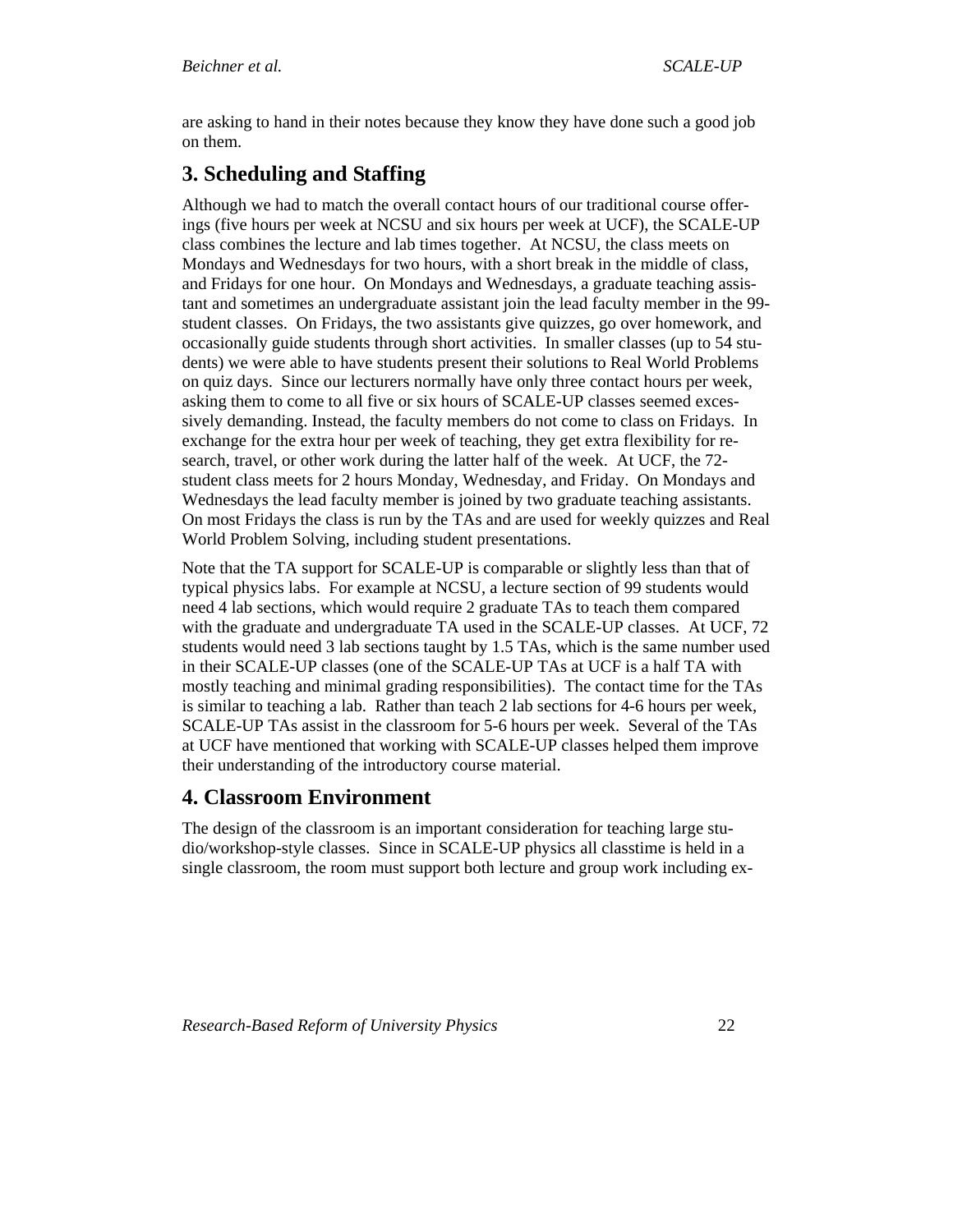are asking to hand in their notes because they know they have done such a good job on them.

## 3. Scheduling and Staffing

Although we had to match the overall contact hours of our traditional course offerings (five hours per week at NCSU and six hours per week at UCF), the SCALE-UP class combines the lecture and lab times together. At NCSU, the class meets on Mondays and Wednesdays for two hours, with a short break in the middle of class, and Fridays for one hour. On Mondays and Wednesdays, a graduate teaching assistant and sometimes an undergraduate assistant join the lead faculty member in the 99-student classes. On Fridays, the two assistants give quizzes, go over homework, and occasionally guide students through short activities. In smaller classes (up to 54 students) we were able to have students present their solutions to Real World Problems on quiz days. Since our lecturers normally have only three contact hours per week, asking them to come to all five or six hours of SCALE-UP classes seemed excessively demanding. Instead, the faculty members do not come to class on Fridays. In exchange for the extra hour per week of teaching, they get extra flexibility for research, travel, or other work during the latter half of the week. At UCF, the 72-student class meets for 2 hours Monday, Wednesday, and Friday. On Mondays and Wednesdays the lead faculty member is joined by two graduate teaching assistants. On most Fridays the class is run by the TAs and are used for weekly quizzes and Real World Problem Solving, including student presentations.

Note that the TA support for SCALE-UP is comparable or slightly less than that of typical physics labs. For example at NCSU, a lecture section of 99 students would need 4 lab sections, which would require 2 graduate TAs to teach them compared with the graduate and undergraduate TA used in the SCALE-UP classes. At UCF, 72 students would need 3 lab sections taught by 1.5 TAs, which is the same number used in their SCALE-UP classes (one of the SCALE-UP TAs at UCF is a half TA with mostly teaching and minimal grading responsibilities). The contact time for the TAs is similar to teaching a lab. Rather than teach 2 lab sections for 4-6 hours per week, SCALE-UP TAs assist in the classroom for 5-6 hours per week. Several of the TAs at UCF have mentioned that working with SCALE-UP classes helped them improve their understanding of the introductory course material.

## 4. Classroom Environment

The design of the classroom is an important consideration for teaching large studio/workshop-style classes. Since in SCALE-UP physics all classtime is held in a single classroom, the room must support both lecture and group work including ex-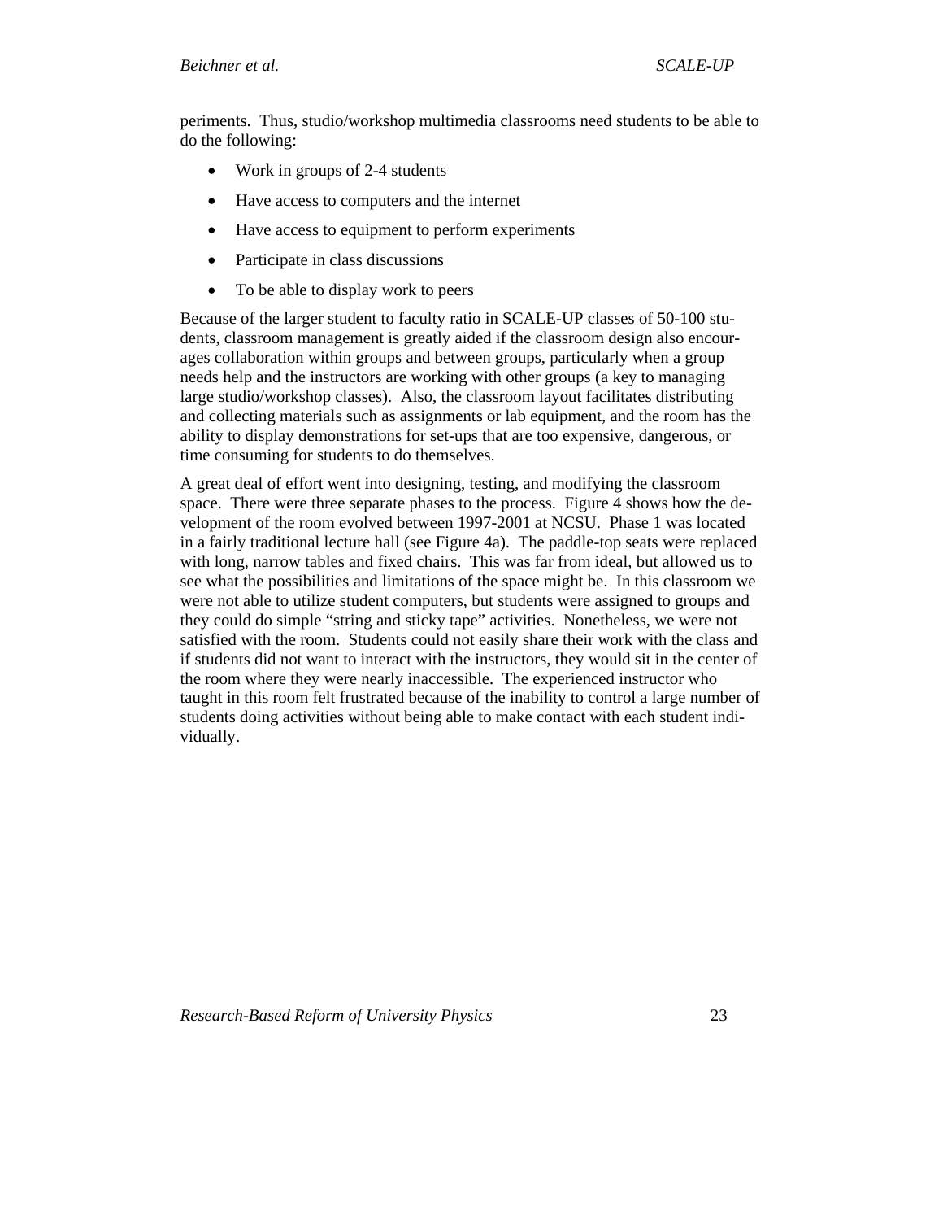periments. Thus, studio/workshop multimedia classrooms need students to be able to do the following:

- Work in groups of 2-4 students
- Have access to computers and the internet
- Have access to equipment to perform experiments
- Participate in class discussions
- To be able to display work to peers

Because of the larger student to faculty ratio in SCALE-UP classes of 50-100 students, classroom management is greatly aided if the classroom design also encourages collaboration within groups and between groups, particularly when a group needs help and the instructors are working with other groups (a key to managing large studio/workshop classes). Also, the classroom layout facilitates distributing and collecting materials such as assignments or lab equipment, and the room has the ability to display demonstrations for set-ups that are too expensive, dangerous, or time consuming for students to do themselves.

A great deal of effort went into designing, testing, and modifying the classroom space. There were three separate phases to the process. Figure 4 shows how the development of the room evolved between 1997-2001 at NCSU. Phase 1 was located in a fairly traditional lecture hall (see Figure 4a). The paddle-top seats were replaced with long, narrow tables and fixed chairs. This was far from ideal, but allowed us to see what the possibilities and limitations of the space might be. In this classroom we were not able to utilize student computers, but students were assigned to groups and they could do simple "string and sticky tape" activities. Nonetheless, we were not satisfied with the room. Students could not easily share their work with the class and if students did not want to interact with the instructors, they would sit in the center of the room where they were nearly inaccessible. The experienced instructor who taught in this room felt frustrated because of the inability to control a large number of students doing activities without being able to make contact with each student individually.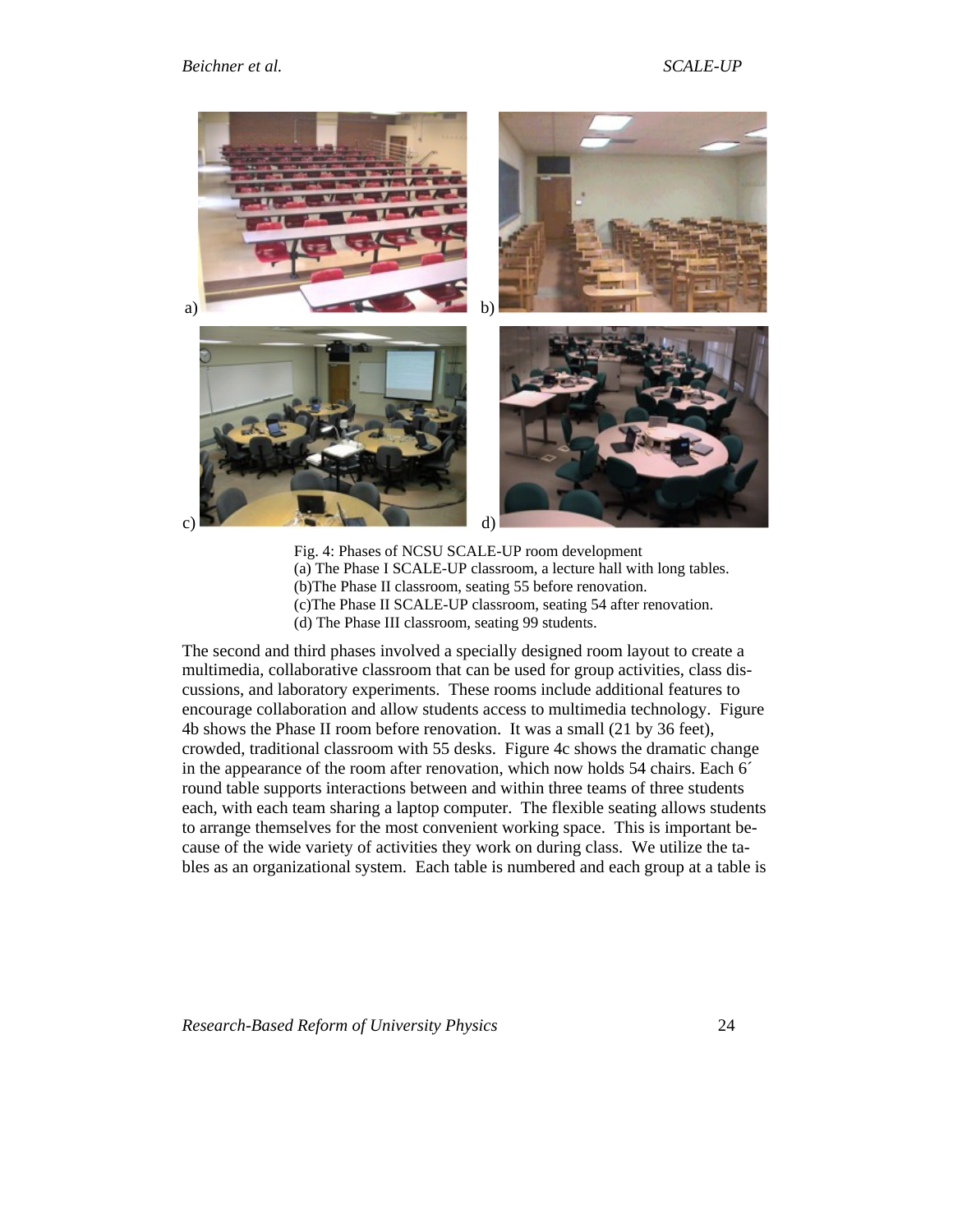a) b) c) d)

Fig. 4: Phases of NCSU SCALE-UP room development
(a) The Phase I SCALE-UP classroom, a lecture hall with long tables.
(b)The Phase II classroom, seating 55 before renovation.
(c)The Phase II SCALE-UP classroom, seating 54 after renovation.
(d) The Phase III classroom, seating 99 students.

The second and third phases involved a specially designed room layout to create a multimedia, collaborative classroom that can be used for group activities, class discussions, and laboratory experiments. These rooms include additional features to encourage collaboration and allow students access to multimedia technology. Figure 4b shows the Phase II room before renovation. It was a small (21 by 36 feet), crowded, traditional classroom with 55 desks. Figure 4c shows the dramatic change in the appearance of the room after renovation, which now holds 54 chairs. Each 6´ round table supports interactions between and within three teams of three students each, with each team sharing a laptop computer. The flexible seating allows students to arrange themselves for the most convenient working space. This is important because of the wide variety of activities they work on during class. We utilize the tables as an organizational system. Each table is numbered and each group at a table is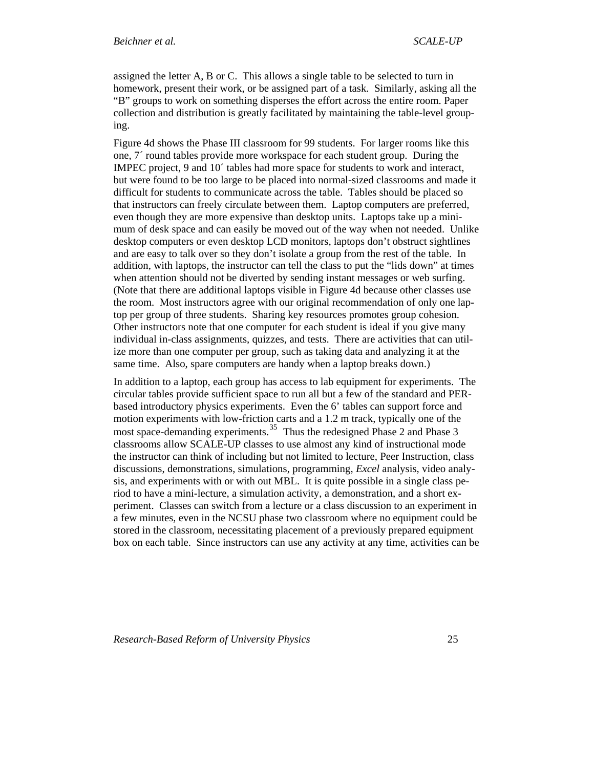assigned the letter A, B or C. This allows a single table to be selected to turn in homework, present their work, or be assigned part of a task. Similarly, asking all the "B" groups to work on something disperses the effort across the entire room. Paper collection and distribution is greatly facilitated by maintaining the table-level grouping.

Figure 4d shows the Phase III classroom for 99 students. For larger rooms like this one, 7´ round tables provide more workspace for each student group. During the IMPEC project, 9 and 10´ tables had more space for students to work and interact, but were found to be too large to be placed into normal-sized classrooms and made it difficult for students to communicate across the table. Tables should be placed so that instructors can freely circulate between them. Laptop computers are preferred, even though they are more expensive than desktop units. Laptops take up a minimum of desk space and can easily be moved out of the way when not needed. Unlike desktop computers or even desktop LCD monitors, laptops don't obstruct sightlines and are easy to talk over so they don't isolate a group from the rest of the table. In addition, with laptops, the instructor can tell the class to put the "lids down" at times when attention should not be diverted by sending instant messages or web surfing. (Note that there are additional laptops visible in Figure 4d because other classes use the room. Most instructors agree with our original recommendation of only one laptop per group of three students. Sharing key resources promotes group cohesion. Other instructors note that one computer for each student is ideal if you give many individual in-class assignments, quizzes, and tests. There are activities that can utilize more than one computer per group, such as taking data and analyzing it at the same time. Also, spare computers are handy when a laptop breaks down.)

In addition to a laptop, each group has access to lab equipment for experiments. The circular tables provide sufficient space to run all but a few of the standard and PER-based introductory physics experiments. Even the 6' tables can support force and motion experiments with low-friction carts and a 1.2 m track, typically one of the most space-demanding experiments.[35] Thus the redesigned Phase 2 and Phase 3 classrooms allow SCALE-UP classes to use almost any kind of instructional mode the instructor can think of including but not limited to lecture, Peer Instruction, class discussions, demonstrations, simulations, programming, *Excel* analysis, video analysis, and experiments with or with out MBL. It is quite possible in a single class period to have a mini-lecture, a simulation activity, a demonstration, and a short experiment. Classes can switch from a lecture or a class discussion to an experiment in a few minutes, even in the NCSU phase two classroom where no equipment could be stored in the classroom, necessitating placement of a previously prepared equipment box on each table. Since instructors can use any activity at any time, activities can be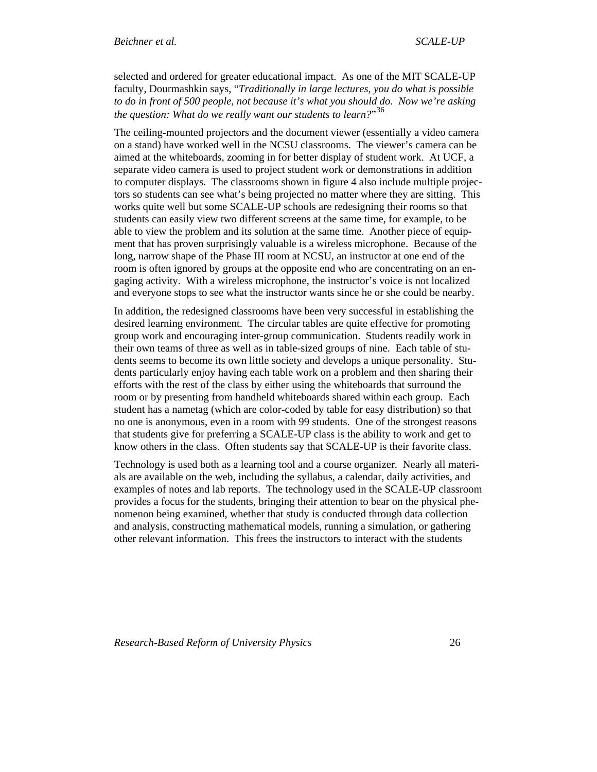selected and ordered for greater educational impact. As one of the MIT SCALE-UP faculty, Dourmashkin says, "*Traditionally in large lectures, you do what is possible to do in front of 500 people, not because it's what you should do. Now we're asking the question: What do we really want our students to learn?*"[36]

The ceiling-mounted projectors and the document viewer (essentially a video camera on a stand) have worked well in the NCSU classrooms. The viewer's camera can be aimed at the whiteboards, zooming in for better display of student work. At UCF, a separate video camera is used to project student work or demonstrations in addition to computer displays. The classrooms shown in figure 4 also include multiple projectors so students can see what's being projected no matter where they are sitting. This works quite well but some SCALE-UP schools are redesigning their rooms so that students can easily view two different screens at the same time, for example, to be able to view the problem and its solution at the same time. Another piece of equipment that has proven surprisingly valuable is a wireless microphone. Because of the long, narrow shape of the Phase III room at NCSU, an instructor at one end of the room is often ignored by groups at the opposite end who are concentrating on an engaging activity. With a wireless microphone, the instructor's voice is not localized and everyone stops to see what the instructor wants since he or she could be nearby.

In addition, the redesigned classrooms have been very successful in establishing the desired learning environment. The circular tables are quite effective for promoting group work and encouraging inter-group communication. Students readily work in their own teams of three as well as in table-sized groups of nine. Each table of students seems to become its own little society and develops a unique personality. Students particularly enjoy having each table work on a problem and then sharing their efforts with the rest of the class by either using the whiteboards that surround the room or by presenting from handheld whiteboards shared within each group. Each student has a nametag (which are color-coded by table for easy distribution) so that no one is anonymous, even in a room with 99 students. One of the strongest reasons that students give for preferring a SCALE-UP class is the ability to work and get to know others in the class. Often students say that SCALE-UP is their favorite class.

Technology is used both as a learning tool and a course organizer. Nearly all materials are available on the web, including the syllabus, a calendar, daily activities, and examples of notes and lab reports. The technology used in the SCALE-UP classroom provides a focus for the students, bringing their attention to bear on the physical phenomenon being examined, whether that study is conducted through data collection and analysis, constructing mathematical models, running a simulation, or gathering other relevant information. This frees the instructors to interact with the students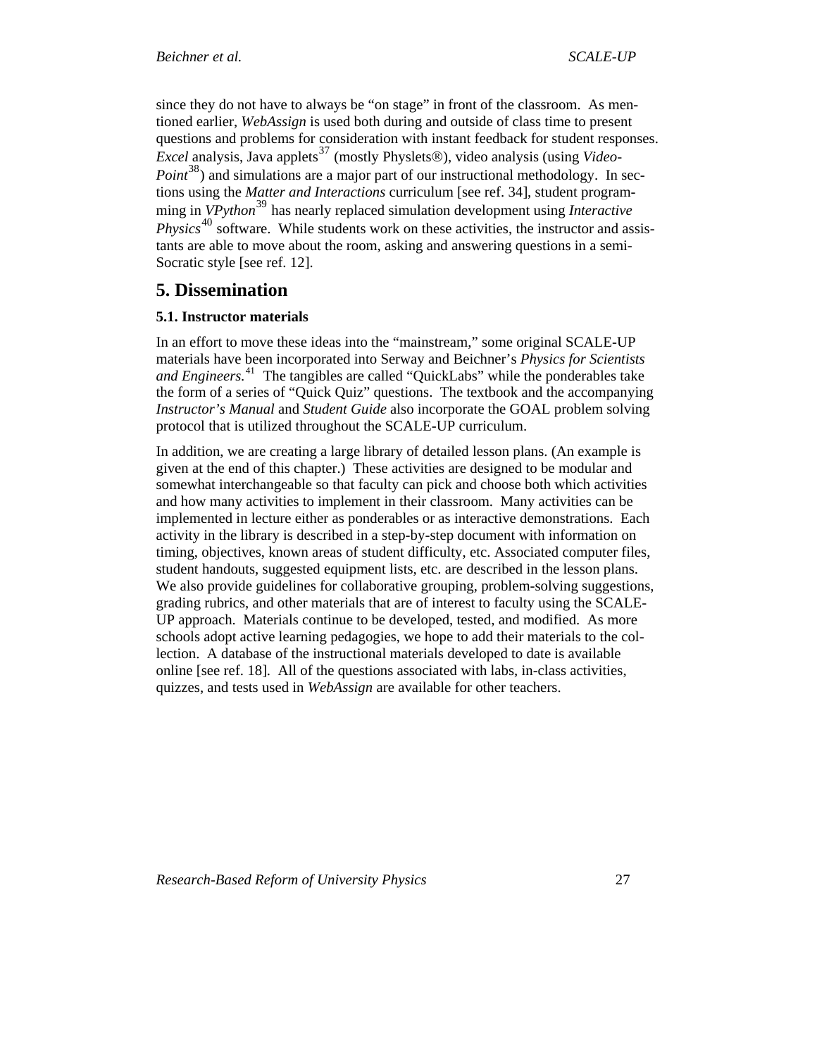since they do not have to always be "on stage" in front of the classroom. As mentioned earlier, *WebAssign* is used both during and outside of class time to present questions and problems for consideration with instant feedback for student responses. *Excel* analysis, Java applets[37] (mostly Physlets®), video analysis (using *VideoPoint*[38]) and simulations are a major part of our instructional methodology. In sections using the *Matter and Interactions* curriculum [see ref. 34], student programming in *VPython*[39] has nearly replaced simulation development using *Interactive Physics*[40] software. While students work on these activities, the instructor and assistants are able to move about the room, asking and answering questions in a semi-Socratic style [see ref. 12].

## 5. Dissemination

### 5.1. Instructor materials

In an effort to move these ideas into the "mainstream," some original SCALE-UP materials have been incorporated into Serway and Beichner's *Physics for Scientists and Engineers.*[41] The tangibles are called "QuickLabs" while the ponderables take the form of a series of "Quick Quiz" questions. The textbook and the accompanying *Instructor's Manual* and *Student Guide* also incorporate the GOAL problem solving protocol that is utilized throughout the SCALE-UP curriculum.

In addition, we are creating a large library of detailed lesson plans. (An example is given at the end of this chapter.) These activities are designed to be modular and somewhat interchangeable so that faculty can pick and choose both which activities and how many activities to implement in their classroom. Many activities can be implemented in lecture either as ponderables or as interactive demonstrations. Each activity in the library is described in a step-by-step document with information on timing, objectives, known areas of student difficulty, etc. Associated computer files, student handouts, suggested equipment lists, etc. are described in the lesson plans. We also provide guidelines for collaborative grouping, problem-solving suggestions, grading rubrics, and other materials that are of interest to faculty using the SCALE-UP approach. Materials continue to be developed, tested, and modified. As more schools adopt active learning pedagogies, we hope to add their materials to the collection. A database of the instructional materials developed to date is available online [see ref. 18]. All of the questions associated with labs, in-class activities, quizzes, and tests used in *WebAssign* are available for other teachers.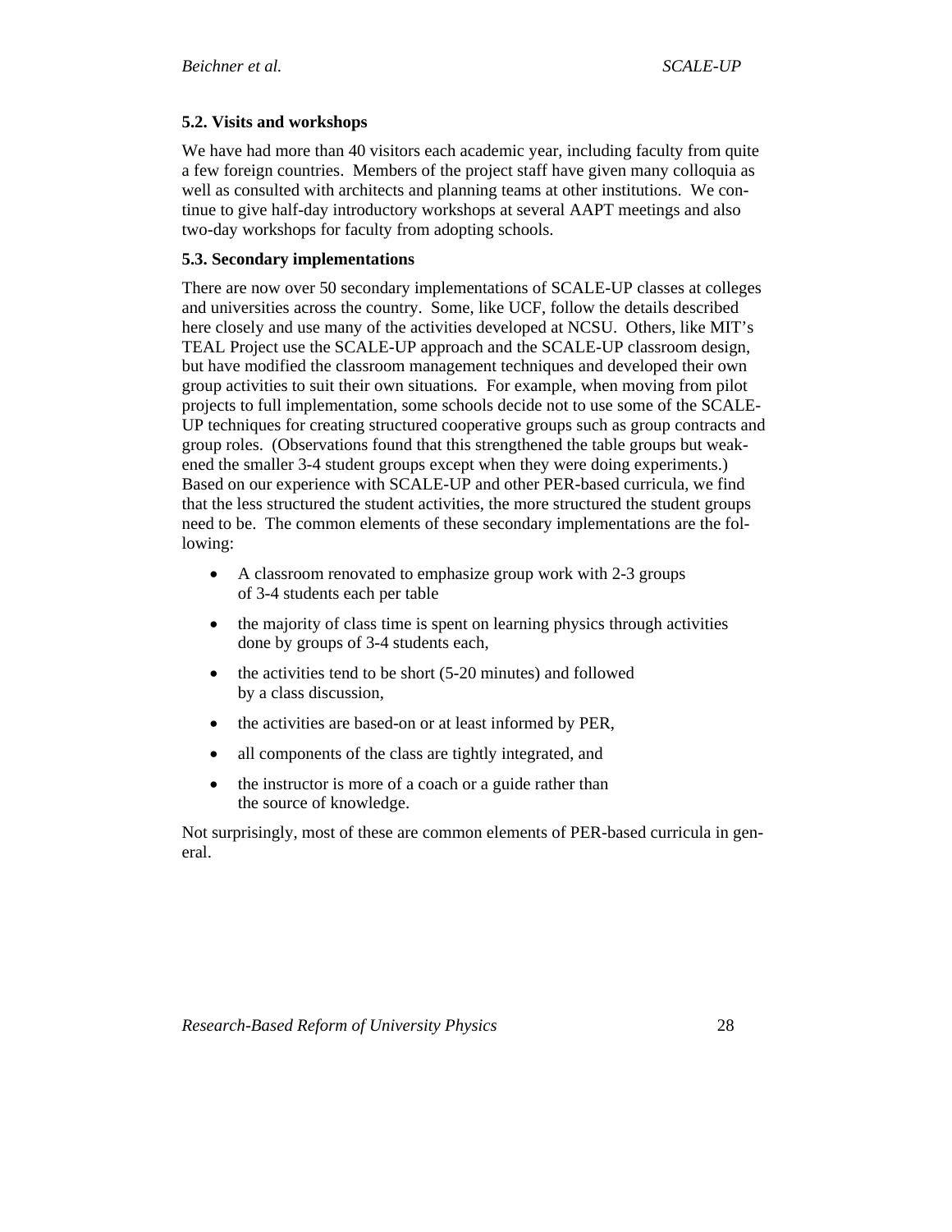### 5.2. Visits and workshops

We have had more than 40 visitors each academic year, including faculty from quite a few foreign countries. Members of the project staff have given many colloquia as well as consulted with architects and planning teams at other institutions. We continue to give half-day introductory workshops at several AAPT meetings and also two-day workshops for faculty from adopting schools.

### 5.3. Secondary implementations

There are now over 50 secondary implementations of SCALE-UP classes at colleges and universities across the country. Some, like UCF, follow the details described here closely and use many of the activities developed at NCSU. Others, like MIT's TEAL Project use the SCALE-UP approach and the SCALE-UP classroom design, but have modified the classroom management techniques and developed their own group activities to suit their own situations. For example, when moving from pilot projects to full implementation, some schools decide not to use some of the SCALE-UP techniques for creating structured cooperative groups such as group contracts and group roles. (Observations found that this strengthened the table groups but weakened the smaller 3-4 student groups except when they were doing experiments.) Based on our experience with SCALE-UP and other PER-based curricula, we find that the less structured the student activities, the more structured the student groups need to be. The common elements of these secondary implementations are the following:

- A classroom renovated to emphasize group work with 2-3 groups of 3-4 students each per table
- the majority of class time is spent on learning physics through activities done by groups of 3-4 students each,
- the activities tend to be short (5-20 minutes) and followed by a class discussion,
- the activities are based-on or at least informed by PER,
- all components of the class are tightly integrated, and
- the instructor is more of a coach or a guide rather than the source of knowledge.

Not surprisingly, most of these are common elements of PER-based curricula in general.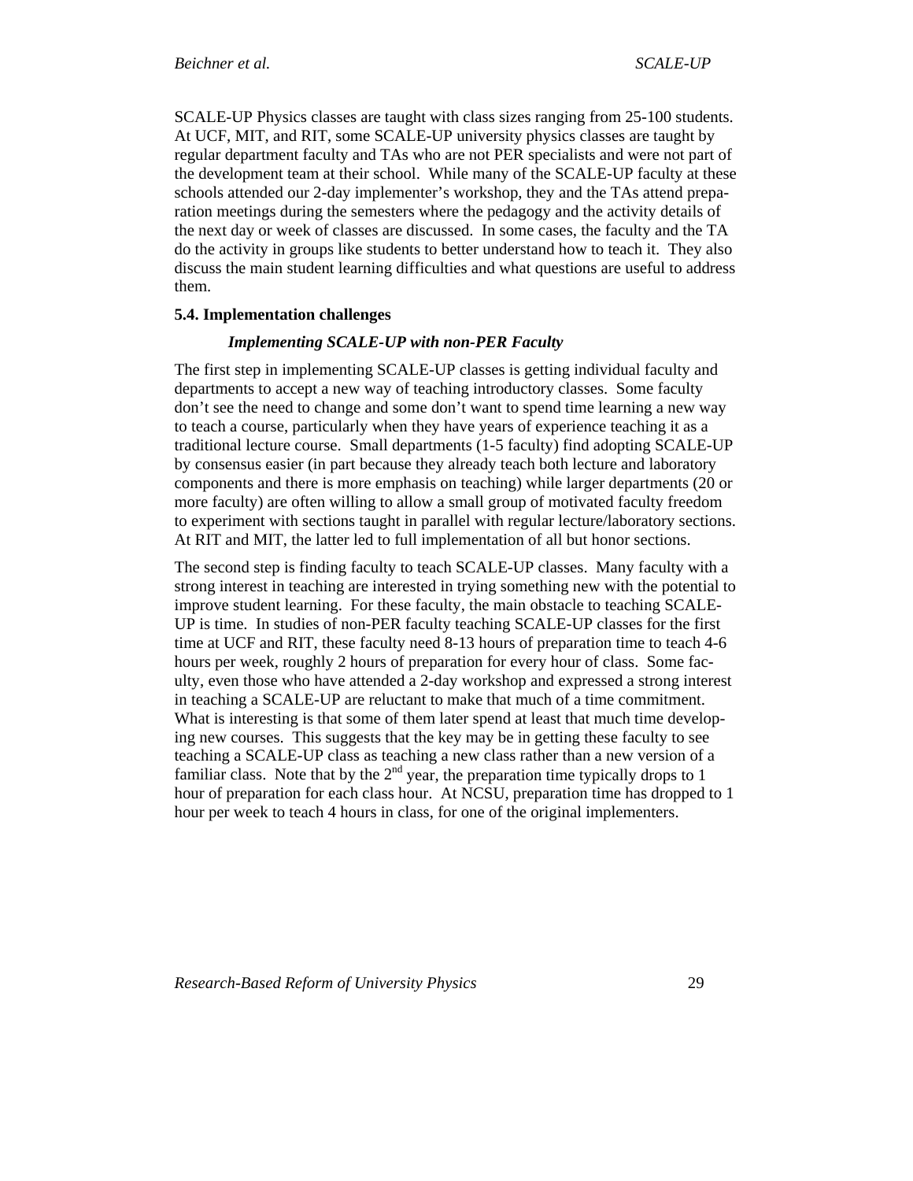SCALE-UP Physics classes are taught with class sizes ranging from 25-100 students. At UCF, MIT, and RIT, some SCALE-UP university physics classes are taught by regular department faculty and TAs who are not PER specialists and were not part of the development team at their school. While many of the SCALE-UP faculty at these schools attended our 2-day implementer's workshop, they and the TAs attend preparation meetings during the semesters where the pedagogy and the activity details of the next day or week of classes are discussed. In some cases, the faculty and the TA do the activity in groups like students to better understand how to teach it. They also discuss the main student learning difficulties and what questions are useful to address them.

### 5.4. Implementation challenges

#### *Implementing SCALE-UP with non-PER Faculty*

The first step in implementing SCALE-UP classes is getting individual faculty and departments to accept a new way of teaching introductory classes. Some faculty don't see the need to change and some don't want to spend time learning a new way to teach a course, particularly when they have years of experience teaching it as a traditional lecture course. Small departments (1-5 faculty) find adopting SCALE-UP by consensus easier (in part because they already teach both lecture and laboratory components and there is more emphasis on teaching) while larger departments (20 or more faculty) are often willing to allow a small group of motivated faculty freedom to experiment with sections taught in parallel with regular lecture/laboratory sections. At RIT and MIT, the latter led to full implementation of all but honor sections.

The second step is finding faculty to teach SCALE-UP classes. Many faculty with a strong interest in teaching are interested in trying something new with the potential to improve student learning. For these faculty, the main obstacle to teaching SCALE-UP is time. In studies of non-PER faculty teaching SCALE-UP classes for the first time at UCF and RIT, these faculty need 8-13 hours of preparation time to teach 4-6 hours per week, roughly 2 hours of preparation for every hour of class. Some faculty, even those who have attended a 2-day workshop and expressed a strong interest in teaching a SCALE-UP are reluctant to make that much of a time commitment. What is interesting is that some of them later spend at least that much time developing new courses. This suggests that the key may be in getting these faculty to see teaching a SCALE-UP class as teaching a new class rather than a new version of a familiar class. Note that by the 2nd year, the preparation time typically drops to 1 hour of preparation for each class hour. At NCSU, preparation time has dropped to 1 hour per week to teach 4 hours in class, for one of the original implementers.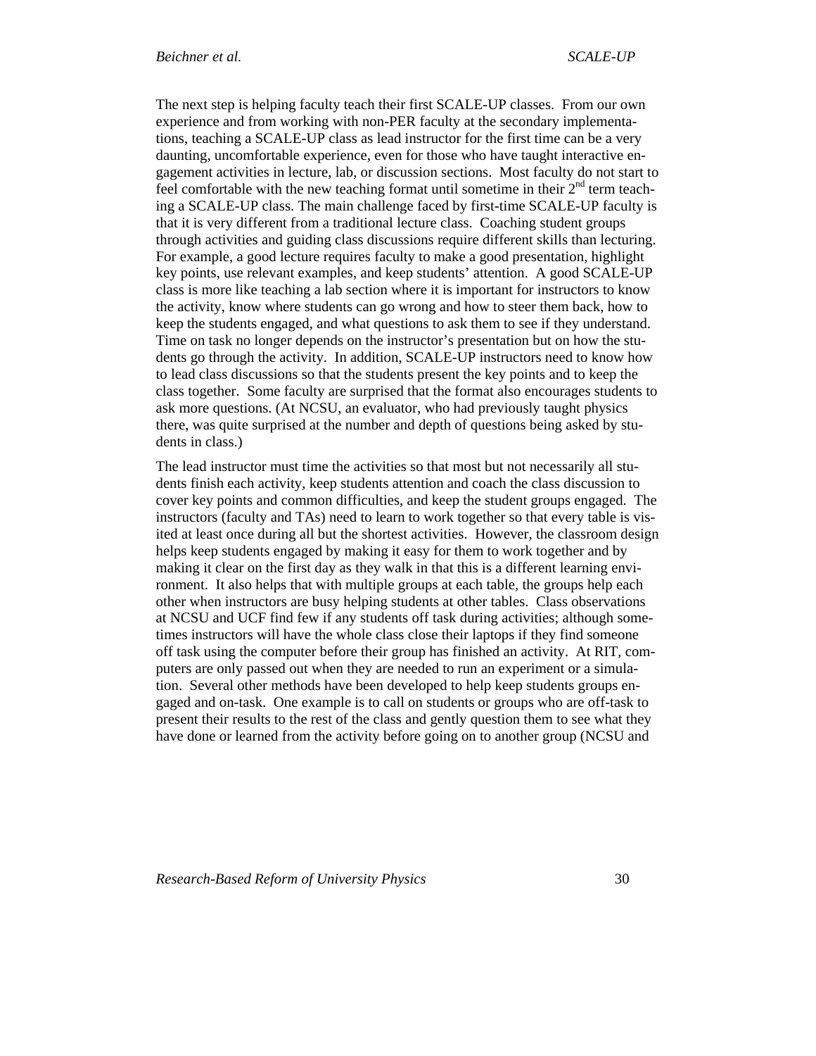The next step is helping faculty teach their first SCALE-UP classes. From our own experience and from working with non-PER faculty at the secondary implementations, teaching a SCALE-UP class as lead instructor for the first time can be a very daunting, uncomfortable experience, even for those who have taught interactive engagement activities in lecture, lab, or discussion sections. Most faculty do not start to feel comfortable with the new teaching format until sometime in their 2nd term teaching a SCALE-UP class. The main challenge faced by first-time SCALE-UP faculty is that it is very different from a traditional lecture class. Coaching student groups through activities and guiding class discussions require different skills than lecturing. For example, a good lecture requires faculty to make a good presentation, highlight key points, use relevant examples, and keep students' attention. A good SCALE-UP class is more like teaching a lab section where it is important for instructors to know the activity, know where students can go wrong and how to steer them back, how to keep the students engaged, and what questions to ask them to see if they understand. Time on task no longer depends on the instructor's presentation but on how the students go through the activity. In addition, SCALE-UP instructors need to know how to lead class discussions so that the students present the key points and to keep the class together. Some faculty are surprised that the format also encourages students to ask more questions. (At NCSU, an evaluator, who had previously taught physics there, was quite surprised at the number and depth of questions being asked by students in class.)

The lead instructor must time the activities so that most but not necessarily all students finish each activity, keep students attention and coach the class discussion to cover key points and common difficulties, and keep the student groups engaged. The instructors (faculty and TAs) need to learn to work together so that every table is visited at least once during all but the shortest activities. However, the classroom design helps keep students engaged by making it easy for them to work together and by making it clear on the first day as they walk in that this is a different learning environment. It also helps that with multiple groups at each table, the groups help each other when instructors are busy helping students at other tables. Class observations at NCSU and UCF find few if any students off task during activities; although sometimes instructors will have the whole class close their laptops if they find someone off task using the computer before their group has finished an activity. At RIT, computers are only passed out when they are needed to run an experiment or a simulation. Several other methods have been developed to help keep students groups engaged and on-task. One example is to call on students or groups who are off-task to present their results to the rest of the class and gently question them to see what they have done or learned from the activity before going on to another group (NCSU and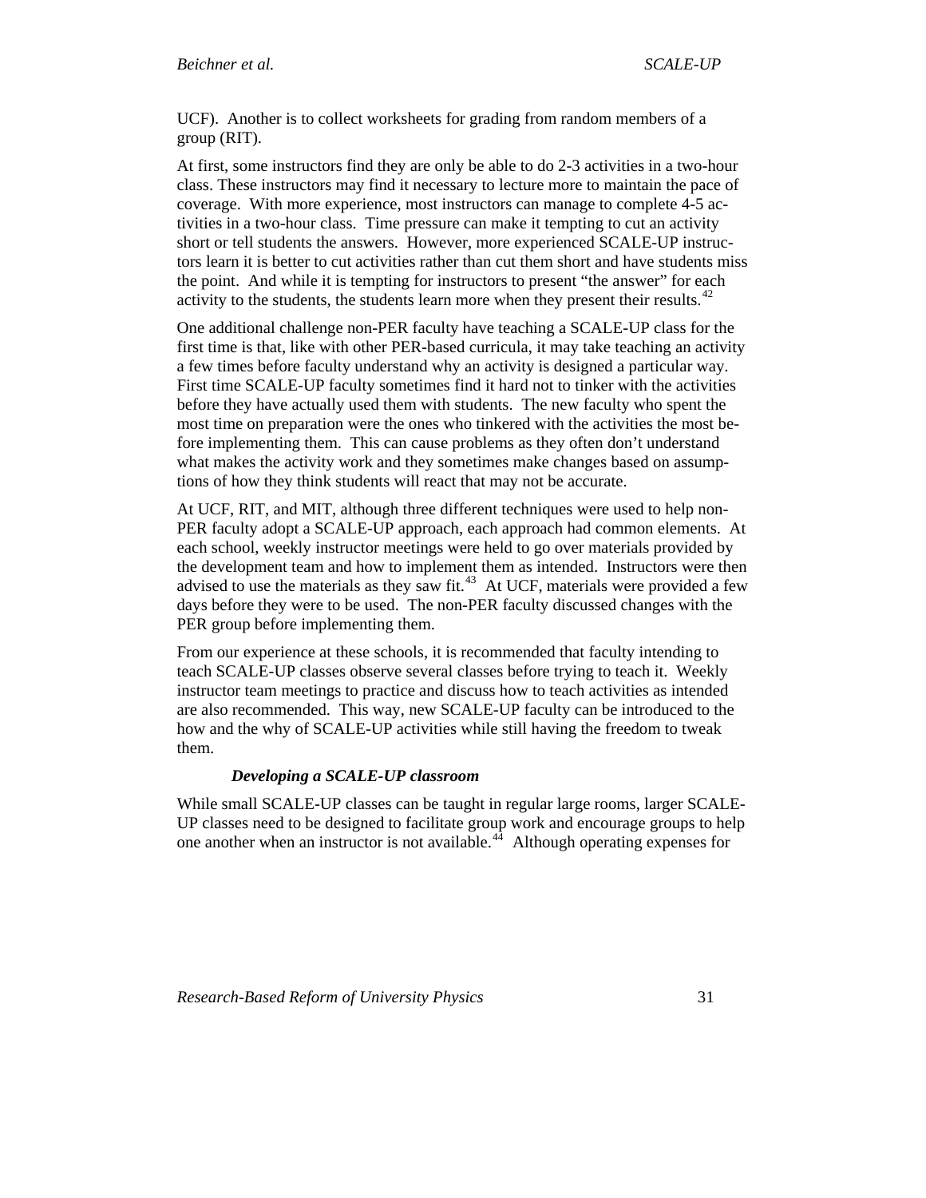UCF). Another is to collect worksheets for grading from random members of a group (RIT).

At first, some instructors find they are only be able to do 2-3 activities in a two-hour class. These instructors may find it necessary to lecture more to maintain the pace of coverage. With more experience, most instructors can manage to complete 4-5 activities in a two-hour class. Time pressure can make it tempting to cut an activity short or tell students the answers. However, more experienced SCALE-UP instructors learn it is better to cut activities rather than cut them short and have students miss the point. And while it is tempting for instructors to present "the answer" for each activity to the students, the students learn more when they present their results.[42]

One additional challenge non-PER faculty have teaching a SCALE-UP class for the first time is that, like with other PER-based curricula, it may take teaching an activity a few times before faculty understand why an activity is designed a particular way. First time SCALE-UP faculty sometimes find it hard not to tinker with the activities before they have actually used them with students. The new faculty who spent the most time on preparation were the ones who tinkered with the activities the most before implementing them. This can cause problems as they often don't understand what makes the activity work and they sometimes make changes based on assumptions of how they think students will react that may not be accurate.

At UCF, RIT, and MIT, although three different techniques were used to help non-PER faculty adopt a SCALE-UP approach, each approach had common elements. At each school, weekly instructor meetings were held to go over materials provided by the development team and how to implement them as intended. Instructors were then advised to use the materials as they saw fit.[43] At UCF, materials were provided a few days before they were to be used. The non-PER faculty discussed changes with the PER group before implementing them.

From our experience at these schools, it is recommended that faculty intending to teach SCALE-UP classes observe several classes before trying to teach it. Weekly instructor team meetings to practice and discuss how to teach activities as intended are also recommended. This way, new SCALE-UP faculty can be introduced to the how and the why of SCALE-UP activities while still having the freedom to tweak them.

### *Developing a SCALE-UP classroom*

While small SCALE-UP classes can be taught in regular large rooms, larger SCALE-UP classes need to be designed to facilitate group work and encourage groups to help one another when an instructor is not available.[44] Although operating expenses for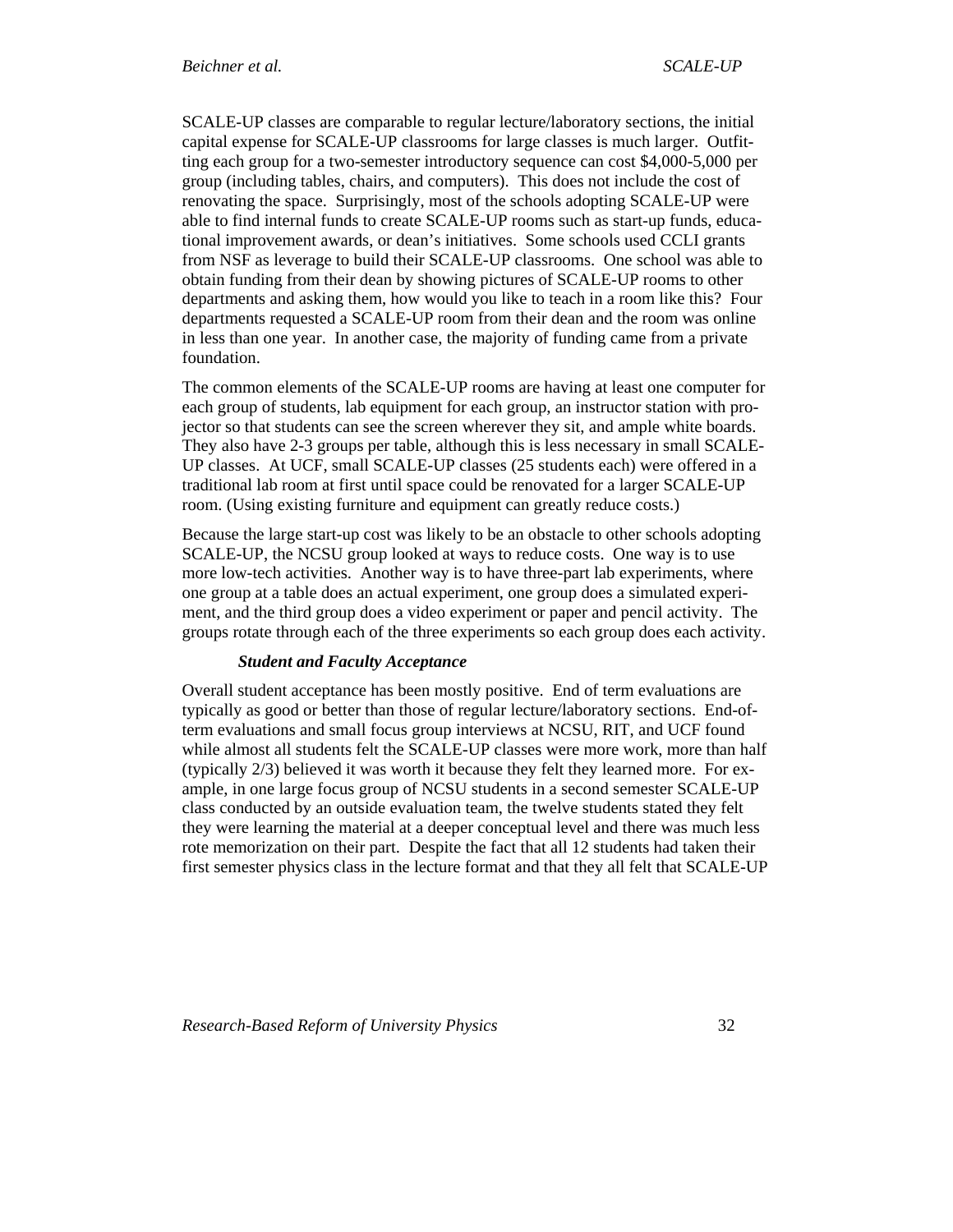SCALE-UP classes are comparable to regular lecture/laboratory sections, the initial capital expense for SCALE-UP classrooms for large classes is much larger. Outfitting each group for a two-semester introductory sequence can cost $4,000-5,000 per group (including tables, chairs, and computers). This does not include the cost of renovating the space. Surprisingly, most of the schools adopting SCALE-UP were able to find internal funds to create SCALE-UP rooms such as start-up funds, educational improvement awards, or dean's initiatives. Some schools used CCLI grants from NSF as leverage to build their SCALE-UP classrooms. One school was able to obtain funding from their dean by showing pictures of SCALE-UP rooms to other departments and asking them, how would you like to teach in a room like this? Four departments requested a SCALE-UP room from their dean and the room was online in less than one year. In another case, the majority of funding came from a private foundation.

The common elements of the SCALE-UP rooms are having at least one computer for each group of students, lab equipment for each group, an instructor station with projector so that students can see the screen wherever they sit, and ample white boards. They also have 2-3 groups per table, although this is less necessary in small SCALE-UP classes. At UCF, small SCALE-UP classes (25 students each) were offered in a traditional lab room at first until space could be renovated for a larger SCALE-UP room. (Using existing furniture and equipment can greatly reduce costs.)

Because the large start-up cost was likely to be an obstacle to other schools adopting SCALE-UP, the NCSU group looked at ways to reduce costs. One way is to use more low-tech activities. Another way is to have three-part lab experiments, where one group at a table does an actual experiment, one group does a simulated experiment, and the third group does a video experiment or paper and pencil activity. The groups rotate through each of the three experiments so each group does each activity.

#### *Student and Faculty Acceptance*

Overall student acceptance has been mostly positive. End of term evaluations are typically as good or better than those of regular lecture/laboratory sections. End-of-term evaluations and small focus group interviews at NCSU, RIT, and UCF found while almost all students felt the SCALE-UP classes were more work, more than half (typically 2/3) believed it was worth it because they felt they learned more. For example, in one large focus group of NCSU students in a second semester SCALE-UP class conducted by an outside evaluation team, the twelve students stated they felt they were learning the material at a deeper conceptual level and there was much less rote memorization on their part. Despite the fact that all 12 students had taken their first semester physics class in the lecture format and that they all felt that SCALE-UP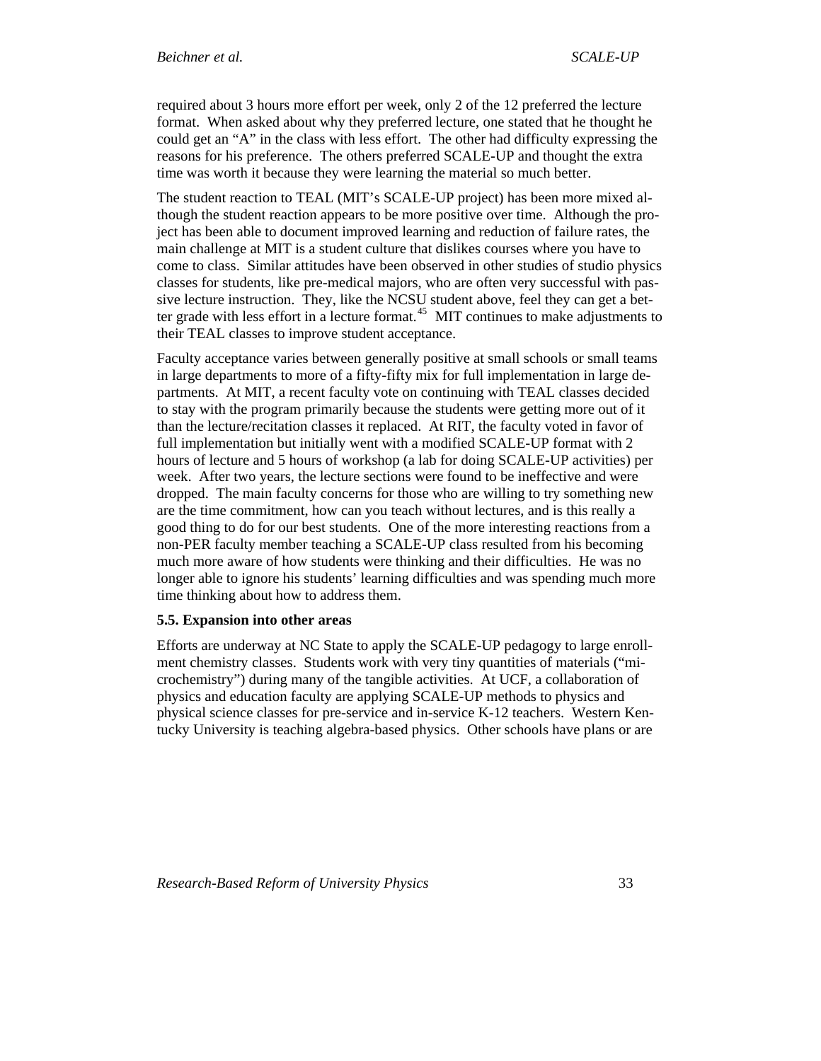required about 3 hours more effort per week, only 2 of the 12 preferred the lecture format. When asked about why they preferred lecture, one stated that he thought he could get an "A" in the class with less effort. The other had difficulty expressing the reasons for his preference. The others preferred SCALE-UP and thought the extra time was worth it because they were learning the material so much better.

The student reaction to TEAL (MIT's SCALE-UP project) has been more mixed although the student reaction appears to be more positive over time. Although the project has been able to document improved learning and reduction of failure rates, the main challenge at MIT is a student culture that dislikes courses where you have to come to class. Similar attitudes have been observed in other studies of studio physics classes for students, like pre-medical majors, who are often very successful with passive lecture instruction. They, like the NCSU student above, feel they can get a better grade with less effort in a lecture format.[45] MIT continues to make adjustments to their TEAL classes to improve student acceptance.

Faculty acceptance varies between generally positive at small schools or small teams in large departments to more of a fifty-fifty mix for full implementation in large departments. At MIT, a recent faculty vote on continuing with TEAL classes decided to stay with the program primarily because the students were getting more out of it than the lecture/recitation classes it replaced. At RIT, the faculty voted in favor of full implementation but initially went with a modified SCALE-UP format with 2 hours of lecture and 5 hours of workshop (a lab for doing SCALE-UP activities) per week. After two years, the lecture sections were found to be ineffective and were dropped. The main faculty concerns for those who are willing to try something new are the time commitment, how can you teach without lectures, and is this really a good thing to do for our best students. One of the more interesting reactions from a non-PER faculty member teaching a SCALE-UP class resulted from his becoming much more aware of how students were thinking and their difficulties. He was no longer able to ignore his students' learning difficulties and was spending much more time thinking about how to address them.

**5.5. Expansion into other areas**

Efforts are underway at NC State to apply the SCALE-UP pedagogy to large enrollment chemistry classes. Students work with very tiny quantities of materials ("microchemistry") during many of the tangible activities. At UCF, a collaboration of physics and education faculty are applying SCALE-UP methods to physics and physical science classes for pre-service and in-service K-12 teachers. Western Kentucky University is teaching algebra-based physics. Other schools have plans or are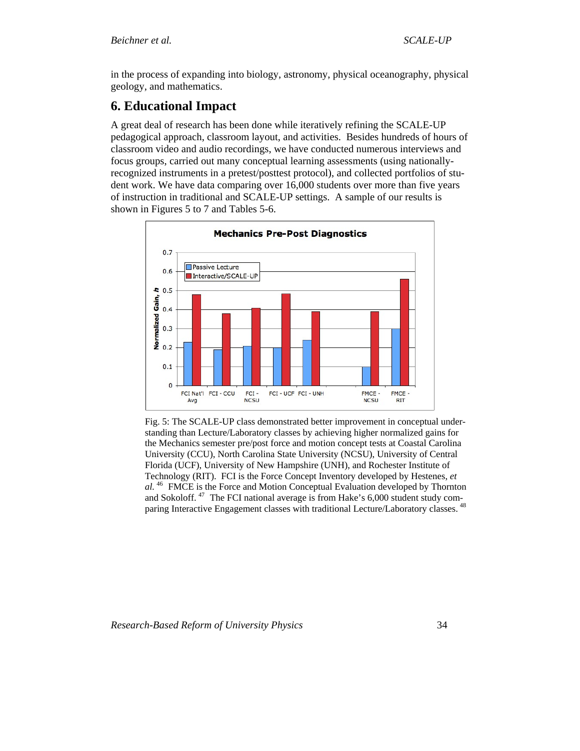in the process of expanding into biology, astronomy, physical oceanography, physical geology, and mathematics.

## 6. Educational Impact

A great deal of research has been done while iteratively refining the SCALE-UP pedagogical approach, classroom layout, and activities. Besides hundreds of hours of classroom video and audio recordings, we have conducted numerous interviews and focus groups, carried out many conceptual learning assessments (using nationally-recognized instruments in a pretest/posttest protocol), and collected portfolios of student work. We have data comparing over 16,000 students over more than five years of instruction in traditional and SCALE-UP settings. A sample of our results is shown in Figures 5 to 7 and Tables 5-6.

Fig. 5: The SCALE-UP class demonstrated better improvement in conceptual understanding than Lecture/Laboratory classes by achieving higher normalized gains for the Mechanics semester pre/post force and motion concept tests at Coastal Carolina University (CCU), North Carolina State University (NCSU), University of Central Florida (UCF), University of New Hampshire (UNH), and Rochester Institute of Technology (RIT). FCI is the Force Concept Inventory developed by Hestenes, *et al.* [46] FMCE is the Force and Motion Conceptual Evaluation developed by Thornton and Sokoloff. [47] The FCI national average is from Hake's 6,000 student study comparing Interactive Engagement classes with traditional Lecture/Laboratory classes. [48]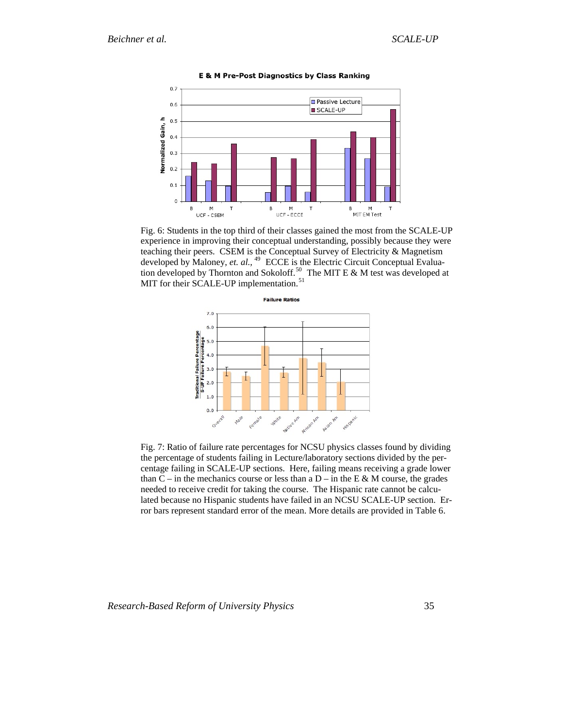Fig. 6: Students in the top third of their classes gained the most from the SCALE-UP experience in improving their conceptual understanding, possibly because they were teaching their peers. CSEM is the Conceptual Survey of Electricity & Magnetism developed by Maloney, *et. al.*,[49] ECCE is the Electric Circuit Conceptual Evaluation developed by Thornton and Sokoloff.[50] The MIT E & M test was developed at MIT for their SCALE-UP implementation.[51]

Fig. 7: Ratio of failure rate percentages for NCSU physics classes found by dividing the percentage of students failing in Lecture/laboratory sections divided by the percentage failing in SCALE-UP sections. Here, failing means receiving a grade lower than C – in the mechanics course or less than a D – in the E & M course, the grades needed to receive credit for taking the course. The Hispanic rate cannot be calculated because no Hispanic students have failed in an NCSU SCALE-UP section. Error bars represent standard error of the mean. More details are provided in Table 6.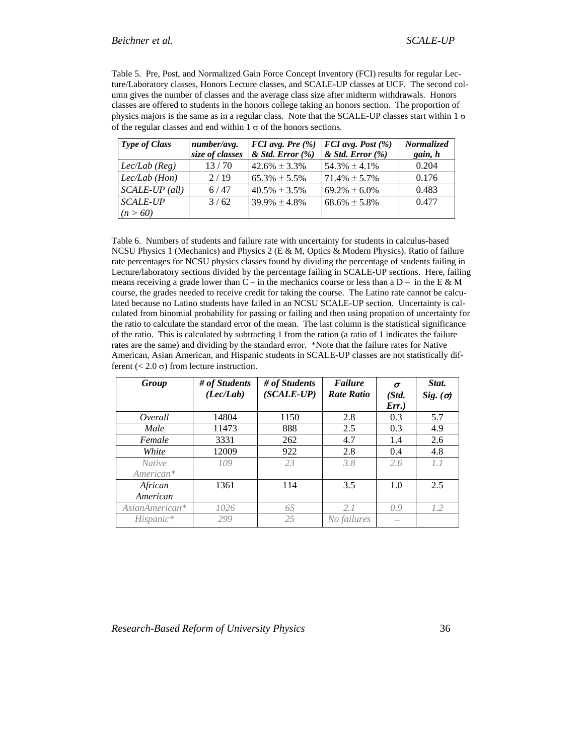Table 5. Pre, Post, and Normalized Gain Force Concept Inventory (FCI) results for regular Lecture/Laboratory classes, Honors Lecture classes, and SCALE-UP classes at UCF. The second column gives the number of classes and the average class size after midterm withdrawals. Honors classes are offered to students in the honors college taking an honors section. The proportion of physics majors is the same as in a regular class. Note that the SCALE-UP classes start within 1 $\sigma$ of the regular classes and end within 1 $\sigma$ of the honors sections.

| *Type of Class* | *number/avg. size of classes* | *FCI avg. Pre (%) & Std. Error (%)* | *FCI avg. Post (%) & Std. Error (%)* | *Normalized gain, h* |
|---|---|---|---|---|
| *Lec/Lab (Reg)* | 13 / 70 | 42.6% ± 3.3% | 54.3% ± 4.1% | 0.204 |
| *Lec/Lab (Hon)* | 2 / 19 | 65.3% ± 5.5% | 71.4% ± 5.7% | 0.176 |
| *SCALE-UP (all)* | 6 / 47 | 40.5% ± 3.5% | 69.2% ± 6.0% | 0.483 |
| *SCALE-UP (n > 60)* | 3 / 62 | 39.9% ± 4.8% | 68.6% ± 5.8% | 0.477 |

Table 6. Numbers of students and failure rate with uncertainty for students in calculus-based NCSU Physics 1 (Mechanics) and Physics 2 (E & M, Optics & Modern Physics). Ratio of failure rate percentages for NCSU physics classes found by dividing the percentage of students failing in Lecture/laboratory sections divided by the percentage failing in SCALE-UP sections. Here, failing means receiving a grade lower than C – in the mechanics course or less than a D – in the E & M course, the grades needed to receive credit for taking the course. The Latino rate cannot be calculated because no Latino students have failed in an NCSU SCALE-UP section. Uncertainty is calculated from binomial probability for passing or failing and then using propation of uncertainty for the ratio to calculate the standard error of the mean. The last column is the statistical significance of the ratio. This is calculated by subtracting 1 from the ration (a ratio of 1 indicates the failure rates are the same) and dividing by the standard error. *Note that the failure rates for Native American, Asian American, and Hispanic students in SCALE-UP classes are not statistically different (< 2.0 $\sigma$) from lecture instruction.

| *Group* | *# of Students (Lec/Lab)* | *# of Students (SCALE-UP)* | *Failure Rate Ratio* | *$\sigma$ (Std. Err.)* | *Stat. Sig. ($\sigma$)* |
|---|---|---|---|---|---|
| *Overall* | 14804 | 1150 | 2.8 | 0.3 | 5.7 |
| *Male* | 11473 | 888 | 2.5 | 0.3 | 4.9 |
| *Female* | 3331 | 262 | 4.7 | 1.4 | 2.6 |
| *White* | 12009 | 922 | 2.8 | 0.4 | 4.8 |
| *Native American** | *109* | *23* | *3.8* | *2.6* | *1.1* |
| *African American* | 1361 | 114 | 3.5 | 1.0 | 2.5 |
| *AsianAmerican** | *1026* | *65* | *2.1* | *0.9* | *1.2* |
| *Hispanic** | *299* | *25* | *No failures* | – | |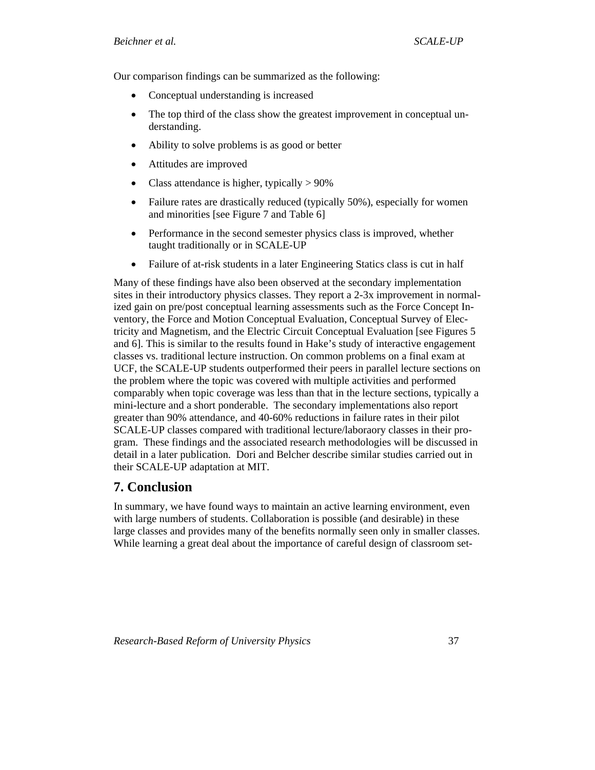Our comparison findings can be summarized as the following:

- Conceptual understanding is increased
- The top third of the class show the greatest improvement in conceptual understanding.
- Ability to solve problems is as good or better
- Attitudes are improved
- Class attendance is higher, typically > 90%
- Failure rates are drastically reduced (typically 50%), especially for women and minorities [see Figure 7 and Table 6]
- Performance in the second semester physics class is improved, whether taught traditionally or in SCALE-UP
- Failure of at-risk students in a later Engineering Statics class is cut in half

Many of these findings have also been observed at the secondary implementation sites in their introductory physics classes. They report a 2-3x improvement in normalized gain on pre/post conceptual learning assessments such as the Force Concept Inventory, the Force and Motion Conceptual Evaluation, Conceptual Survey of Electricity and Magnetism, and the Electric Circuit Conceptual Evaluation [see Figures 5 and 6]. This is similar to the results found in Hake's study of interactive engagement classes vs. traditional lecture instruction. On common problems on a final exam at UCF, the SCALE-UP students outperformed their peers in parallel lecture sections on the problem where the topic was covered with multiple activities and performed comparably when topic coverage was less than that in the lecture sections, typically a mini-lecture and a short ponderable. The secondary implementations also report greater than 90% attendance, and 40-60% reductions in failure rates in their pilot SCALE-UP classes compared with traditional lecture/laboraory classes in their program. These findings and the associated research methodologies will be discussed in detail in a later publication. Dori and Belcher describe similar studies carried out in their SCALE-UP adaptation at MIT.

## 7. Conclusion

In summary, we have found ways to maintain an active learning environment, even with large numbers of students. Collaboration is possible (and desirable) in these large classes and provides many of the benefits normally seen only in smaller classes. While learning a great deal about the importance of careful design of classroom set-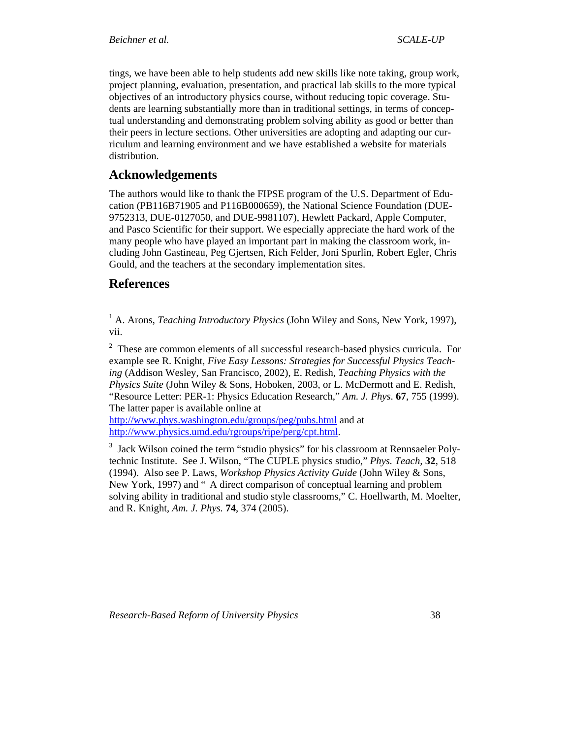tings, we have been able to help students add new skills like note taking, group work, project planning, evaluation, presentation, and practical lab skills to the more typical objectives of an introductory physics course, without reducing topic coverage. Students are learning substantially more than in traditional settings, in terms of conceptual understanding and demonstrating problem solving ability as good or better than their peers in lecture sections. Other universities are adopting and adapting our curriculum and learning environment and we have established a website for materials distribution.

## Acknowledgements

The authors would like to thank the FIPSE program of the U.S. Department of Education (PB116B71905 and P116B000659), the National Science Foundation (DUE-9752313, DUE-0127050, and DUE-9981107), Hewlett Packard, Apple Computer, and Pasco Scientific for their support. We especially appreciate the hard work of the many people who have played an important part in making the classroom work, including John Gastineau, Peg Gjertsen, Rich Felder, Joni Spurlin, Robert Egler, Chris Gould, and the teachers at the secondary implementation sites.

## References

[1] A. Arons, *Teaching Introductory Physics* (John Wiley and Sons, New York, 1997), vii.

[2] These are common elements of all successful research-based physics curricula. For example see R. Knight, *Five Easy Lessons: Strategies for Successful Physics Teaching* (Addison Wesley, San Francisco, 2002), E. Redish, *Teaching Physics with the Physics Suite* (John Wiley & Sons, Hoboken, 2003, or L. McDermott and E. Redish, "Resource Letter: PER-1: Physics Education Research," *Am. J. Phys.* **67**, 755 (1999). The latter paper is available online at http://www.phys.washington.edu/groups/peg/pubs.html and at http://www.physics.umd.edu/rgroups/ripe/perg/cpt.html.

[3] Jack Wilson coined the term "studio physics" for his classroom at Rennsaeler Polytechnic Institute. See J. Wilson, "The CUPLE physics studio," *Phys. Teach,* **32**, 518 (1994). Also see P. Laws, *Workshop Physics Activity Guide* (John Wiley & Sons, New York, 1997) and " A direct comparison of conceptual learning and problem solving ability in traditional and studio style classrooms," C. Hoellwarth, M. Moelter, and R. Knight, *Am. J. Phys.* **74**, 374 (2005).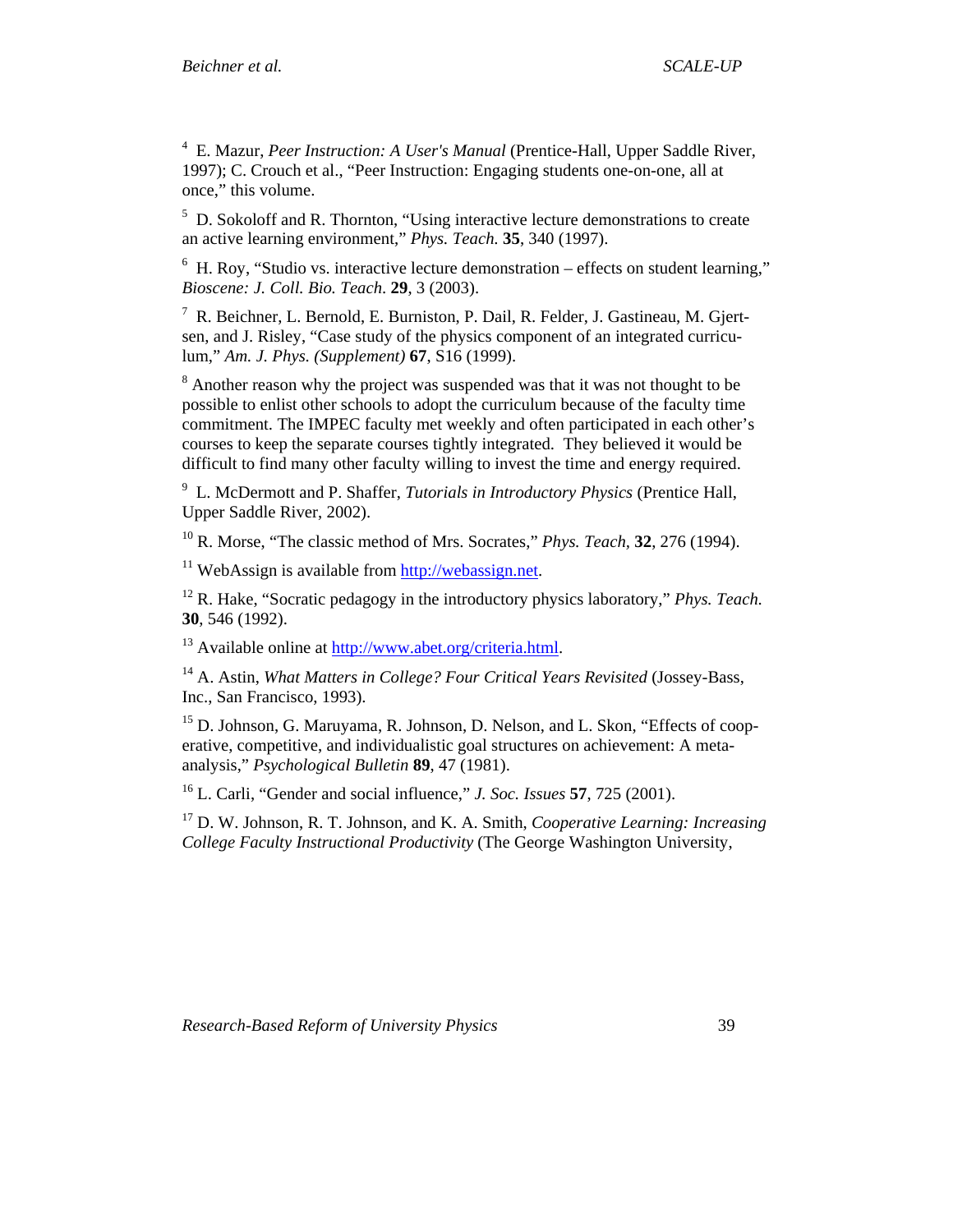[4] E. Mazur, *Peer Instruction: A User's Manual* (Prentice-Hall, Upper Saddle River, 1997); C. Crouch et al., "Peer Instruction: Engaging students one-on-one, all at once," this volume.

[5] D. Sokoloff and R. Thornton, "Using interactive lecture demonstrations to create an active learning environment," *Phys. Teach.* **35**, 340 (1997).

[6] H. Roy, "Studio vs. interactive lecture demonstration – effects on student learning," *Bioscene: J. Coll. Bio. Teach.* **29**, 3 (2003).

[7] R. Beichner, L. Bernold, E. Burniston, P. Dail, R. Felder, J. Gastineau, M. Gjertsen, and J. Risley, "Case study of the physics component of an integrated curriculum," *Am. J. Phys. (Supplement)* **67**, S16 (1999).

[8] Another reason why the project was suspended was that it was not thought to be possible to enlist other schools to adopt the curriculum because of the faculty time commitment. The IMPEC faculty met weekly and often participated in each other's courses to keep the separate courses tightly integrated. They believed it would be difficult to find many other faculty willing to invest the time and energy required.

[9] L. McDermott and P. Shaffer, *Tutorials in Introductory Physics* (Prentice Hall, Upper Saddle River, 2002).

[10] R. Morse, "The classic method of Mrs. Socrates," *Phys. Teach,* **32**, 276 (1994).

[11] WebAssign is available from http://webassign.net.

[12] R. Hake, "Socratic pedagogy in the introductory physics laboratory," *Phys. Teach.* **30**, 546 (1992).

[13] Available online at http://www.abet.org/criteria.html.

[14] A. Astin, *What Matters in College? Four Critical Years Revisited* (Jossey-Bass, Inc., San Francisco, 1993).

[15] D. Johnson, G. Maruyama, R. Johnson, D. Nelson, and L. Skon, "Effects of cooperative, competitive, and individualistic goal structures on achievement: A meta-analysis," *Psychological Bulletin* **89**, 47 (1981).

[16] L. Carli, "Gender and social influence," *J. Soc. Issues* **57**, 725 (2001).

[17] D. W. Johnson, R. T. Johnson, and K. A. Smith, *Cooperative Learning: Increasing College Faculty Instructional Productivity* (The George Washington University,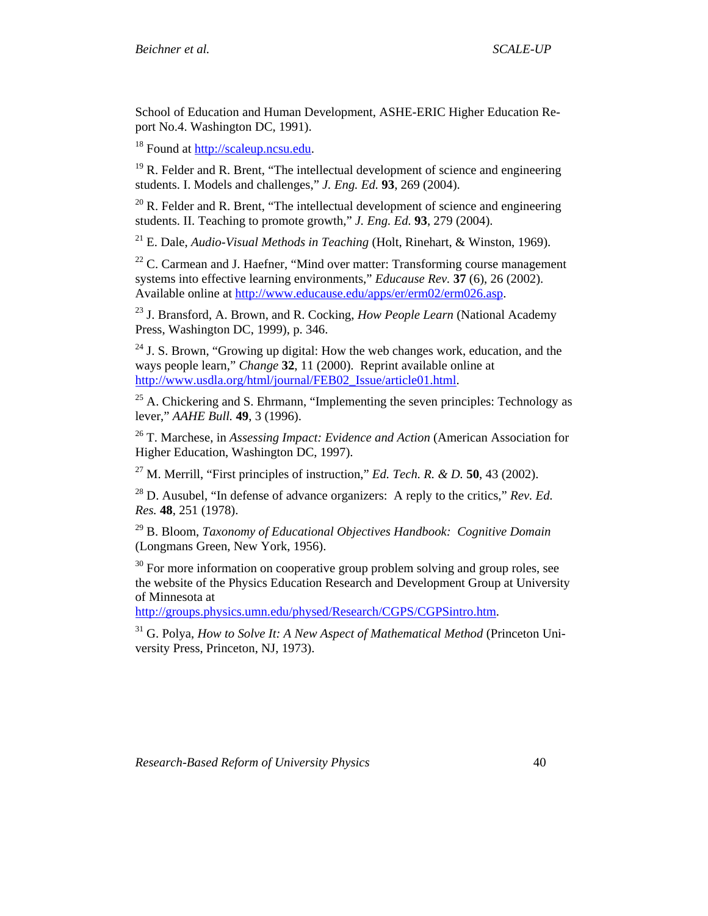School of Education and Human Development, ASHE-ERIC Higher Education Report No.4. Washington DC, 1991).

[18] Found at http://scaleup.ncsu.edu.

[19] R. Felder and R. Brent, "The intellectual development of science and engineering students. I. Models and challenges," *J. Eng. Ed.* **93**, 269 (2004).

[20] R. Felder and R. Brent, "The intellectual development of science and engineering students. II. Teaching to promote growth," *J. Eng. Ed.* **93**, 279 (2004).

[21] E. Dale, *Audio-Visual Methods in Teaching* (Holt, Rinehart, & Winston, 1969).

[22] C. Carmean and J. Haefner, "Mind over matter: Transforming course management systems into effective learning environments," *Educause Rev.* **37** (6), 26 (2002). Available online at http://www.educause.edu/apps/er/erm02/erm026.asp.

[23] J. Bransford, A. Brown, and R. Cocking, *How People Learn* (National Academy Press, Washington DC, 1999), p. 346.

[24] J. S. Brown, "Growing up digital: How the web changes work, education, and the ways people learn," *Change* **32**, 11 (2000). Reprint available online at http://www.usdla.org/html/journal/FEB02_Issue/article01.html.

[25] A. Chickering and S. Ehrmann, "Implementing the seven principles: Technology as lever," *AAHE Bull.* **49**, 3 (1996).

[26] T. Marchese, in *Assessing Impact: Evidence and Action* (American Association for Higher Education, Washington DC, 1997).

[27] M. Merrill, "First principles of instruction," *Ed. Tech. R. & D.* **50**, 43 (2002).

[28] D. Ausubel, "In defense of advance organizers: A reply to the critics," *Rev. Ed. Res.* **48**, 251 (1978).

[29] B. Bloom, *Taxonomy of Educational Objectives Handbook: Cognitive Domain* (Longmans Green, New York, 1956).

[30] For more information on cooperative group problem solving and group roles, see the website of the Physics Education Research and Development Group at University of Minnesota at http://groups.physics.umn.edu/physed/Research/CGPS/CGPSintro.htm.

[31] G. Polya, *How to Solve It: A New Aspect of Mathematical Method* (Princeton University Press, Princeton, NJ, 1973).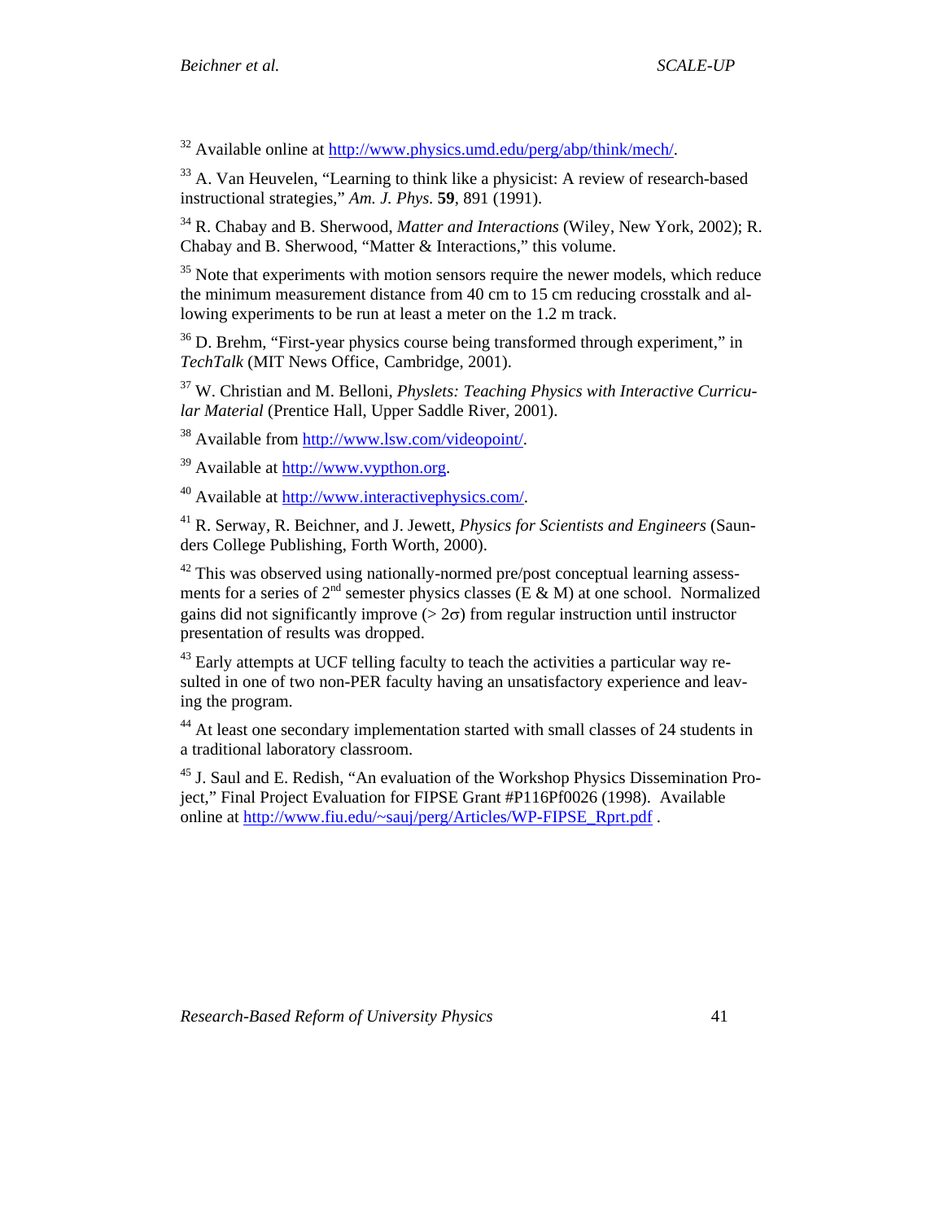[32] Available online at http://www.physics.umd.edu/perg/abp/think/mech/.

[33] A. Van Heuvelen, "Learning to think like a physicist: A review of research-based instructional strategies," *Am. J. Phys.* **59**, 891 (1991).

[34] R. Chabay and B. Sherwood, *Matter and Interactions* (Wiley, New York, 2002); R. Chabay and B. Sherwood, "Matter & Interactions," this volume.

[35] Note that experiments with motion sensors require the newer models, which reduce the minimum measurement distance from 40 cm to 15 cm reducing crosstalk and allowing experiments to be run at least a meter on the 1.2 m track.

[36] D. Brehm, "First-year physics course being transformed through experiment," in *TechTalk* (MIT News Office, Cambridge, 2001).

[37] W. Christian and M. Belloni, *Physlets: Teaching Physics with Interactive Curricular Material* (Prentice Hall, Upper Saddle River, 2001).

[38] Available from http://www.lsw.com/videopoint/.

[39] Available at http://www.vypthon.org.

[40] Available at http://www.interactivephysics.com/.

[41] R. Serway, R. Beichner, and J. Jewett, *Physics for Scientists and Engineers* (Saunders College Publishing, Forth Worth, 2000).

[42] This was observed using nationally-normed pre/post conceptual learning assessments for a series of 2nd semester physics classes (E & M) at one school. Normalized gains did not significantly improve ($> 2\sigma$) from regular instruction until instructor presentation of results was dropped.

[43] Early attempts at UCF telling faculty to teach the activities a particular way resulted in one of two non-PER faculty having an unsatisfactory experience and leaving the program.

[44] At least one secondary implementation started with small classes of 24 students in a traditional laboratory classroom.

[45] J. Saul and E. Redish, "An evaluation of the Workshop Physics Dissemination Project," Final Project Evaluation for FIPSE Grant #P116Pf0026 (1998). Available online at http://www.fiu.edu/~sauj/perg/Articles/WP-FIPSE_Rprt.pdf .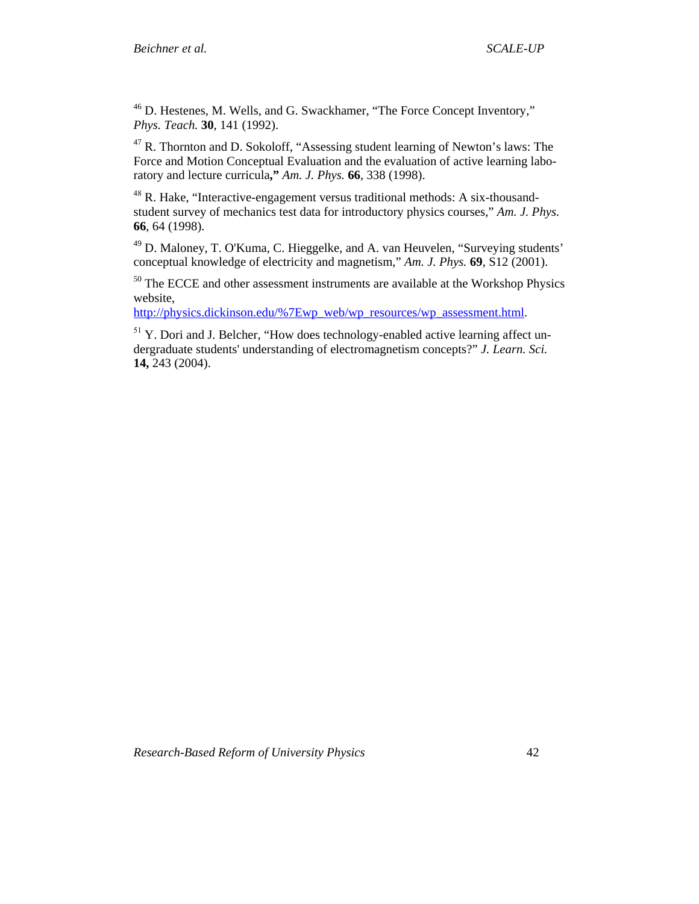[46] D. Hestenes, M. Wells, and G. Swackhamer, "The Force Concept Inventory," *Phys. Teach.* **30**, 141 (1992).

[47] R. Thornton and D. Sokoloff, "Assessing student learning of Newton's laws: The Force and Motion Conceptual Evaluation and the evaluation of active learning laboratory and lecture curricula**,"** *Am. J. Phys.* **66**, 338 (1998).

[48] R. Hake, "Interactive-engagement versus traditional methods: A six-thousand-student survey of mechanics test data for introductory physics courses," *Am. J. Phys.* **66**, 64 (1998).

[49] D. Maloney, T. O'Kuma, C. Hieggelke, and A. van Heuvelen, "Surveying students' conceptual knowledge of electricity and magnetism," *Am. J. Phys.* **69**, S12 (2001).

[50] The ECCE and other assessment instruments are available at the Workshop Physics website, http://physics.dickinson.edu/%7Ewp_web/wp_resources/wp_assessment.html.

[51] Y. Dori and J. Belcher, "How does technology-enabled active learning affect undergraduate students' understanding of electromagnetism concepts?" *J. Learn. Sci.* **14,** 243 (2004).